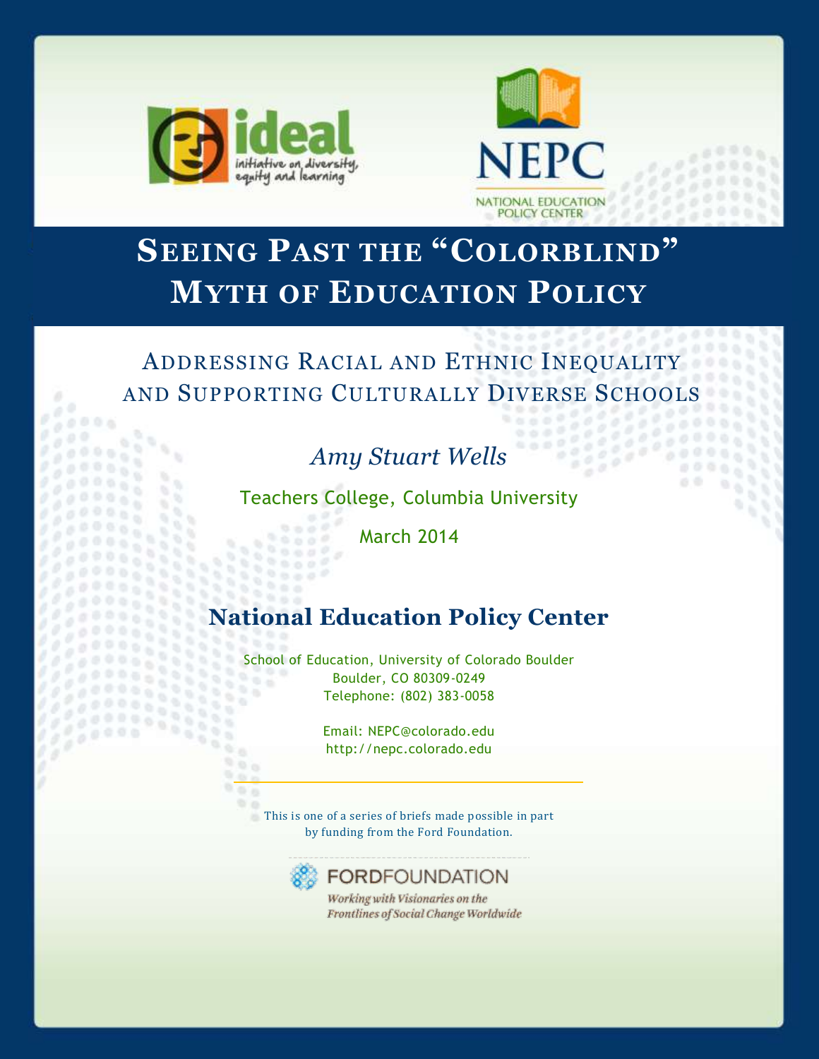ideal — initiative on diversity, equity and learning

NEPC — NATIONAL EDUCATION POLICY CENTER

# SEEING PAST THE "COLORBLIND" MYTH OF EDUCATION POLICY

## ADDRESSING RACIAL AND ETHNIC INEQUALITY AND SUPPORTING CULTURALLY DIVERSE SCHOOLS

*Amy Stuart Wells*

Teachers College, Columbia University

March 2014

## National Education Policy Center

School of Education, University of Colorado Boulder
Boulder, CO 80309-0249
Telephone: (802) 383-0058

Email: NEPC@colorado.edu
http://nepc.colorado.edu

---

This is one of a series of briefs made possible in part by funding from the Ford Foundation.

FORDFOUNDATION
*Working with Visionaries on the Frontlines of Social Change Worldwide*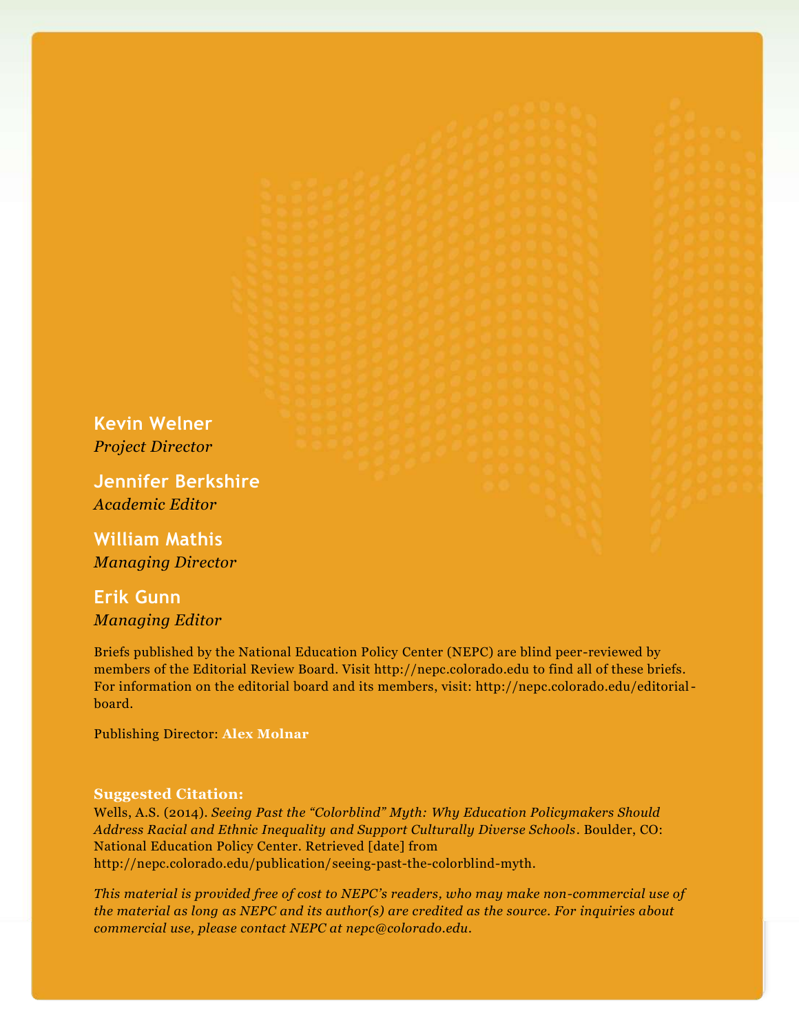**Kevin Welner**
*Project Director*

**Jennifer Berkshire**
*Academic Editor*

**William Mathis**
*Managing Director*

**Erik Gunn**
*Managing Editor*

Briefs published by the National Education Policy Center (NEPC) are blind peer-reviewed by members of the Editorial Review Board. Visit http://nepc.colorado.edu to find all of these briefs. For information on the editorial board and its members, visit: http://nepc.colorado.edu/editorial-board.

Publishing Director: **Alex Molnar**

**Suggested Citation:**
Wells, A.S. (2014). *Seeing Past the "Colorblind" Myth: Why Education Policymakers Should Address Racial and Ethnic Inequality and Support Culturally Diverse Schools*. Boulder, CO: National Education Policy Center. Retrieved [date] from http://nepc.colorado.edu/publication/seeing-past-the-colorblind-myth.

*This material is provided free of cost to NEPC's readers, who may make non-commercial use of the material as long as NEPC and its author(s) are credited as the source. For inquiries about commercial use, please contact NEPC at nepc@colorado.edu.*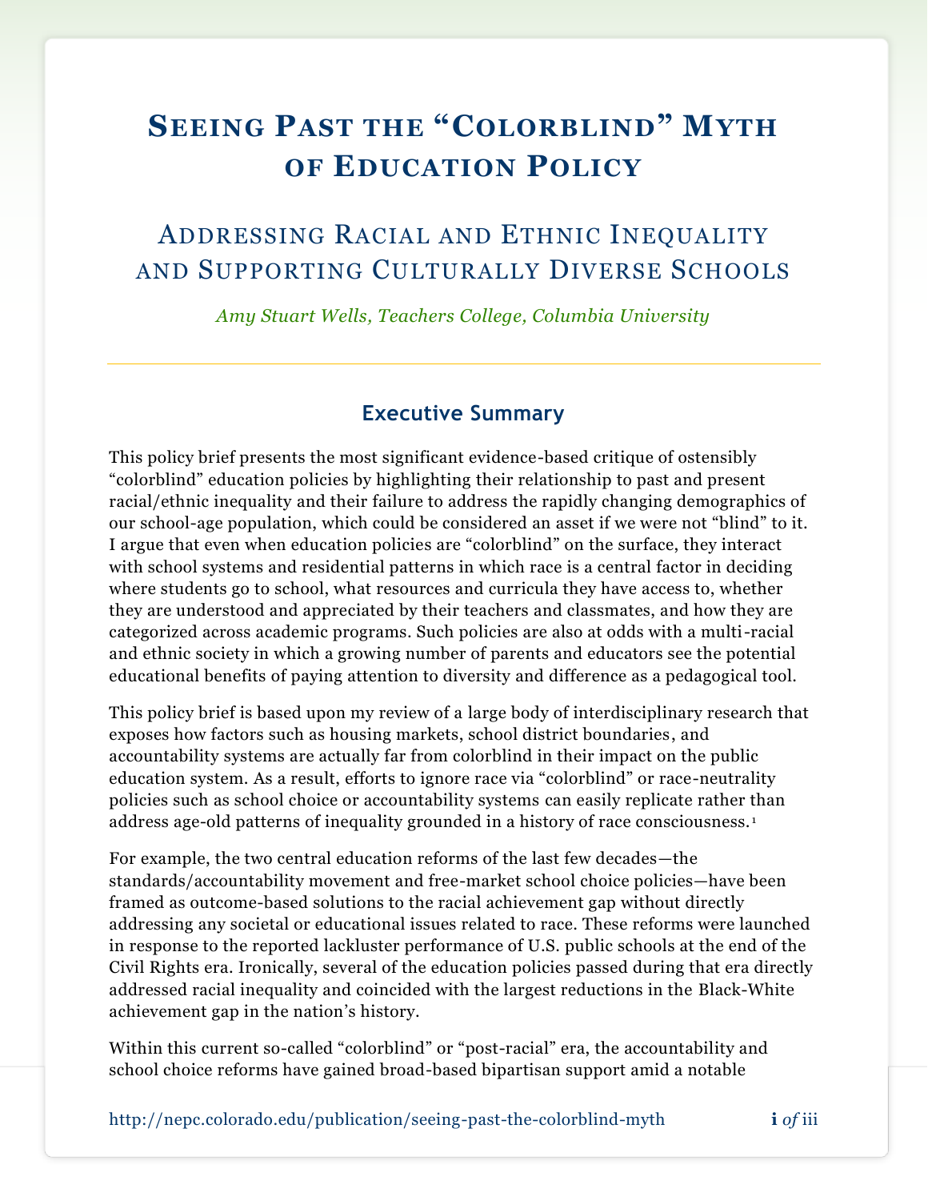# Seeing Past the "Colorblind" Myth of Education Policy

## Addressing Racial and Ethnic Inequality and Supporting Culturally Diverse Schools

*Amy Stuart Wells, Teachers College, Columbia University*

---

### Executive Summary

This policy brief presents the most significant evidence-based critique of ostensibly "colorblind" education policies by highlighting their relationship to past and present racial/ethnic inequality and their failure to address the rapidly changing demographics of our school-age population, which could be considered an asset if we were not "blind" to it. I argue that even when education policies are "colorblind" on the surface, they interact with school systems and residential patterns in which race is a central factor in deciding where students go to school, what resources and curricula they have access to, whether they are understood and appreciated by their teachers and classmates, and how they are categorized across academic programs. Such policies are also at odds with a multi-racial and ethnic society in which a growing number of parents and educators see the potential educational benefits of paying attention to diversity and difference as a pedagogical tool.

This policy brief is based upon my review of a large body of interdisciplinary research that exposes how factors such as housing markets, school district boundaries, and accountability systems are actually far from colorblind in their impact on the public education system. As a result, efforts to ignore race via "colorblind" or race-neutrality policies such as school choice or accountability systems can easily replicate rather than address age-old patterns of inequality grounded in a history of race consciousness.[1]

For example, the two central education reforms of the last few decades—the standards/accountability movement and free-market school choice policies—have been framed as outcome-based solutions to the racial achievement gap without directly addressing any societal or educational issues related to race. These reforms were launched in response to the reported lackluster performance of U.S. public schools at the end of the Civil Rights era. Ironically, several of the education policies passed during that era directly addressed racial inequality and coincided with the largest reductions in the Black-White achievement gap in the nation's history.

Within this current so-called "colorblind" or "post-racial" era, the accountability and school choice reforms have gained broad-based bipartisan support amid a notable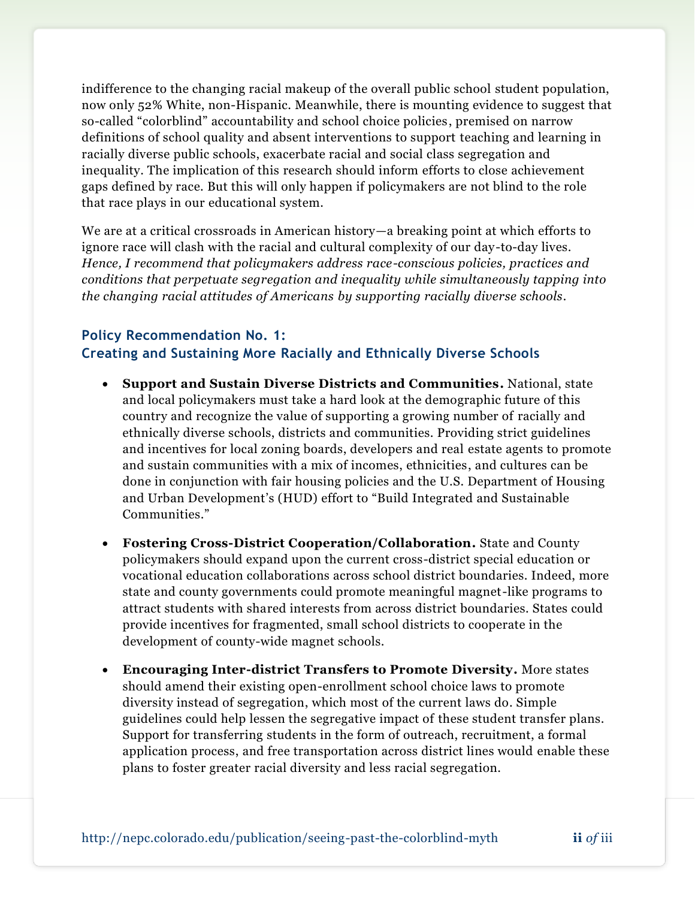indifference to the changing racial makeup of the overall public school student population, now only 52% White, non-Hispanic. Meanwhile, there is mounting evidence to suggest that so-called "colorblind" accountability and school choice policies, premised on narrow definitions of school quality and absent interventions to support teaching and learning in racially diverse public schools, exacerbate racial and social class segregation and inequality. The implication of this research should inform efforts to close achievement gaps defined by race. But this will only happen if policymakers are not blind to the role that race plays in our educational system.

We are at a critical crossroads in American history—a breaking point at which efforts to ignore race will clash with the racial and cultural complexity of our day-to-day lives. *Hence, I recommend that policymakers address race-conscious policies, practices and conditions that perpetuate segregation and inequality while simultaneously tapping into the changing racial attitudes of Americans by supporting racially diverse schools.*

### Policy Recommendation No. 1: Creating and Sustaining More Racially and Ethnically Diverse Schools

- **Support and Sustain Diverse Districts and Communities.** National, state and local policymakers must take a hard look at the demographic future of this country and recognize the value of supporting a growing number of racially and ethnically diverse schools, districts and communities. Providing strict guidelines and incentives for local zoning boards, developers and real estate agents to promote and sustain communities with a mix of incomes, ethnicities, and cultures can be done in conjunction with fair housing policies and the U.S. Department of Housing and Urban Development's (HUD) effort to "Build Integrated and Sustainable Communities."
- **Fostering Cross-District Cooperation/Collaboration.** State and County policymakers should expand upon the current cross-district special education or vocational education collaborations across school district boundaries. Indeed, more state and county governments could promote meaningful magnet-like programs to attract students with shared interests from across district boundaries. States could provide incentives for fragmented, small school districts to cooperate in the development of county-wide magnet schools.
- **Encouraging Inter-district Transfers to Promote Diversity.** More states should amend their existing open-enrollment school choice laws to promote diversity instead of segregation, which most of the current laws do. Simple guidelines could help lessen the segregative impact of these student transfer plans. Support for transferring students in the form of outreach, recruitment, a formal application process, and free transportation across district lines would enable these plans to foster greater racial diversity and less racial segregation.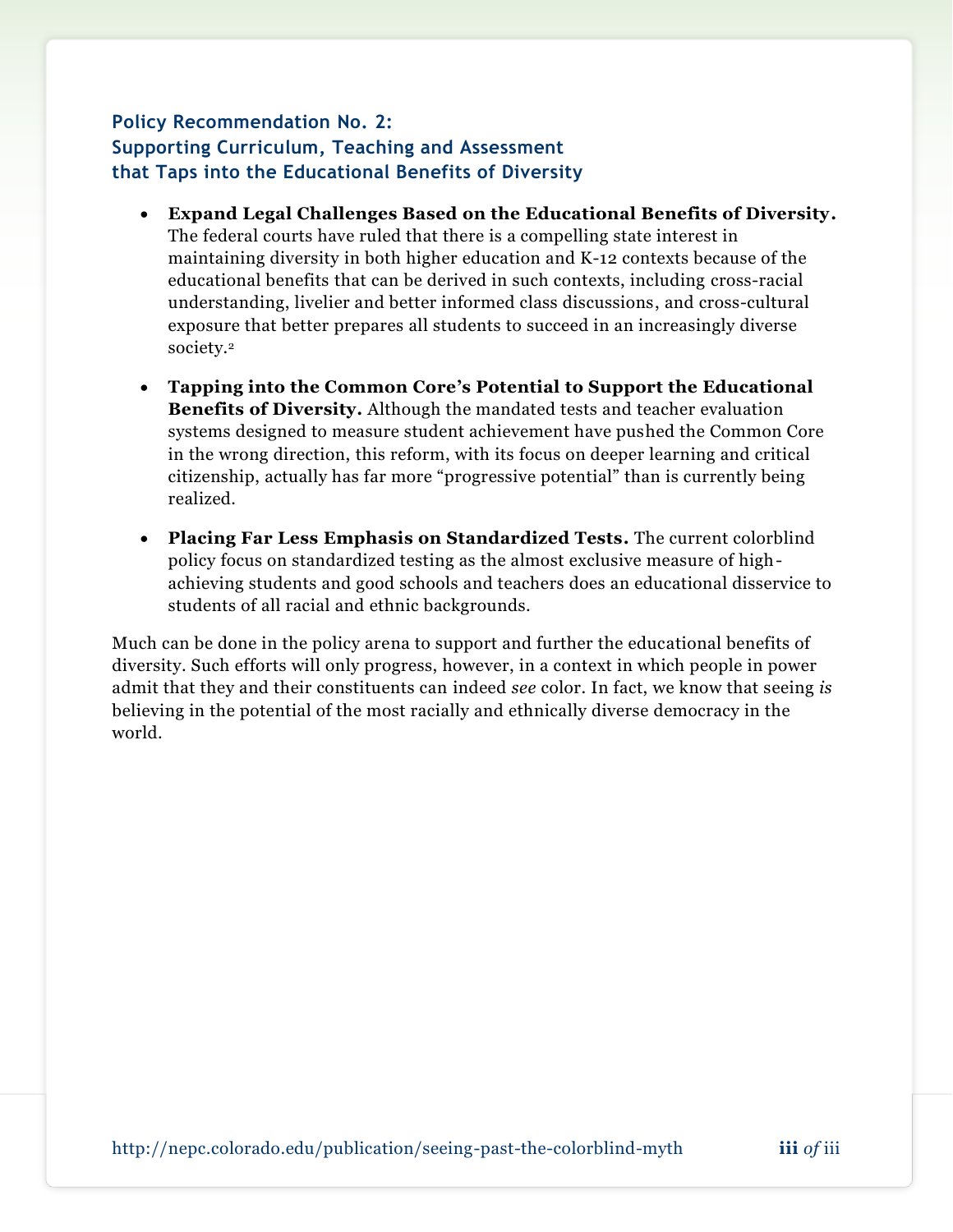### Policy Recommendation No. 2: Supporting Curriculum, Teaching and Assessment that Taps into the Educational Benefits of Diversity

- **Expand Legal Challenges Based on the Educational Benefits of Diversity.** The federal courts have ruled that there is a compelling state interest in maintaining diversity in both higher education and K-12 contexts because of the educational benefits that can be derived in such contexts, including cross-racial understanding, livelier and better informed class discussions, and cross-cultural exposure that better prepares all students to succeed in an increasingly diverse society.[2]
- **Tapping into the Common Core's Potential to Support the Educational Benefits of Diversity.** Although the mandated tests and teacher evaluation systems designed to measure student achievement have pushed the Common Core in the wrong direction, this reform, with its focus on deeper learning and critical citizenship, actually has far more "progressive potential" than is currently being realized.
- **Placing Far Less Emphasis on Standardized Tests.** The current colorblind policy focus on standardized testing as the almost exclusive measure of high-achieving students and good schools and teachers does an educational disservice to students of all racial and ethnic backgrounds.

Much can be done in the policy arena to support and further the educational benefits of diversity. Such efforts will only progress, however, in a context in which people in power admit that they and their constituents can indeed *see* color. In fact, we know that seeing *is* believing in the potential of the most racially and ethnically diverse democracy in the world.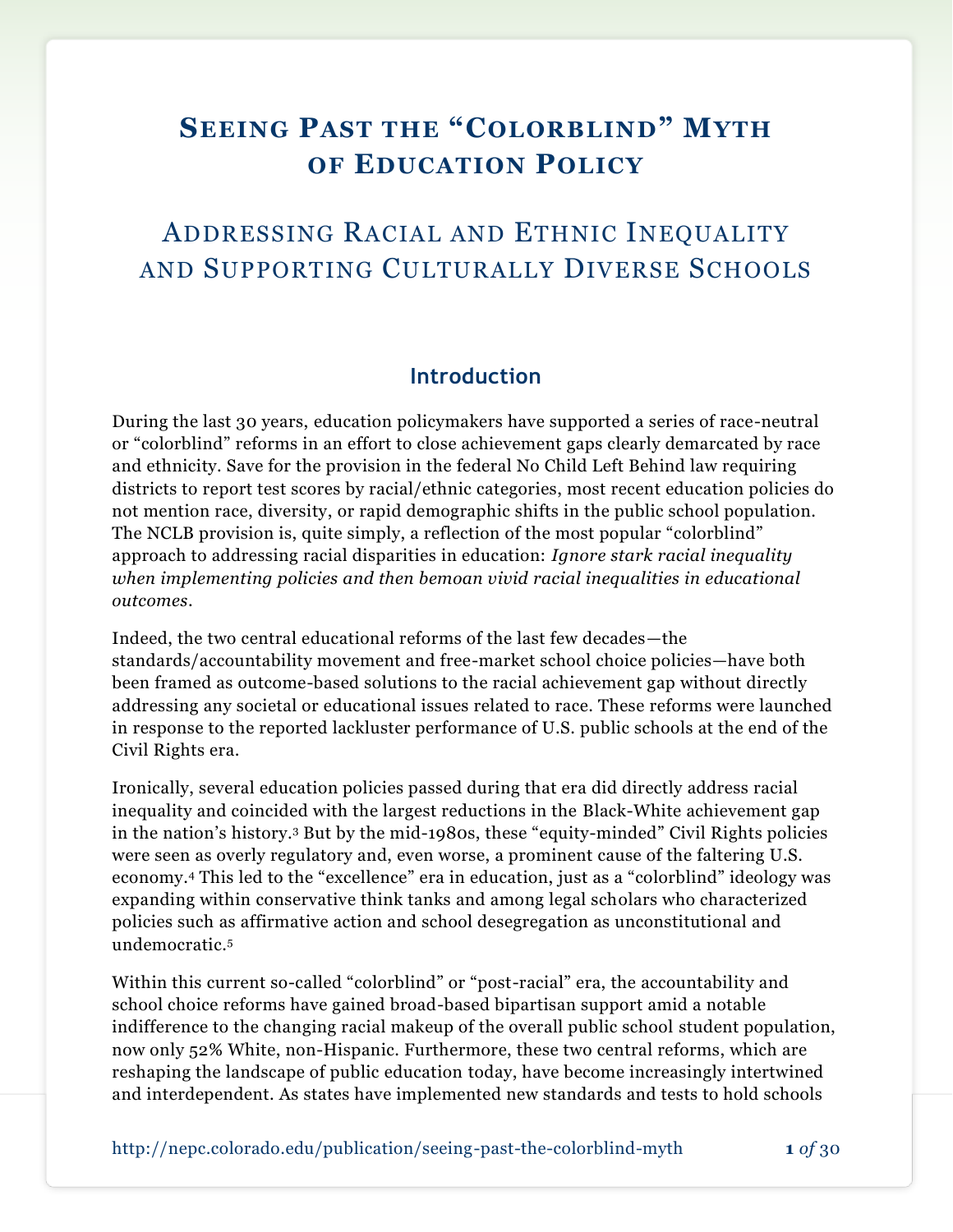# Seeing Past the "Colorblind" Myth of Education Policy

## Addressing Racial and Ethnic Inequality and Supporting Culturally Diverse Schools

### Introduction

During the last 30 years, education policymakers have supported a series of race-neutral or "colorblind" reforms in an effort to close achievement gaps clearly demarcated by race and ethnicity. Save for the provision in the federal No Child Left Behind law requiring districts to report test scores by racial/ethnic categories, most recent education policies do not mention race, diversity, or rapid demographic shifts in the public school population. The NCLB provision is, quite simply, a reflection of the most popular "colorblind" approach to addressing racial disparities in education: *Ignore stark racial inequality when implementing policies and then bemoan vivid racial inequalities in educational outcomes*.

Indeed, the two central educational reforms of the last few decades—the standards/accountability movement and free-market school choice policies—have both been framed as outcome-based solutions to the racial achievement gap without directly addressing any societal or educational issues related to race. These reforms were launched in response to the reported lackluster performance of U.S. public schools at the end of the Civil Rights era.

Ironically, several education policies passed during that era did directly address racial inequality and coincided with the largest reductions in the Black-White achievement gap in the nation's history.[3] But by the mid-1980s, these "equity-minded" Civil Rights policies were seen as overly regulatory and, even worse, a prominent cause of the faltering U.S. economy.[4] This led to the "excellence" era in education, just as a "colorblind" ideology was expanding within conservative think tanks and among legal scholars who characterized policies such as affirmative action and school desegregation as unconstitutional and undemocratic.[5]

Within this current so-called "colorblind" or "post-racial" era, the accountability and school choice reforms have gained broad-based bipartisan support amid a notable indifference to the changing racial makeup of the overall public school student population, now only 52% White, non-Hispanic. Furthermore, these two central reforms, which are reshaping the landscape of public education today, have become increasingly intertwined and interdependent. As states have implemented new standards and tests to hold schools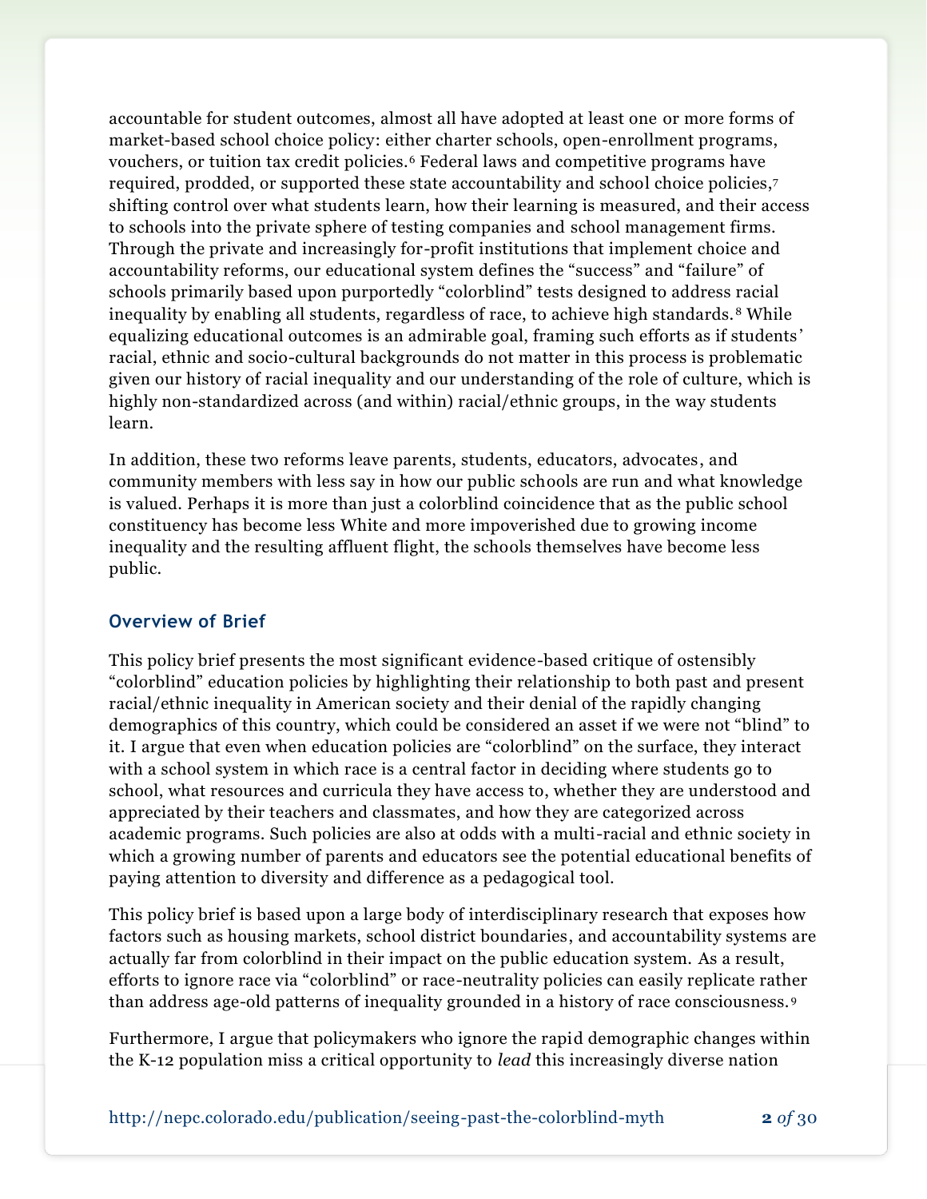accountable for student outcomes, almost all have adopted at least one or more forms of market-based school choice policy: either charter schools, open-enrollment programs, vouchers, or tuition tax credit policies.[6] Federal laws and competitive programs have required, prodded, or supported these state accountability and school choice policies,[7] shifting control over what students learn, how their learning is measured, and their access to schools into the private sphere of testing companies and school management firms. Through the private and increasingly for-profit institutions that implement choice and accountability reforms, our educational system defines the "success" and "failure" of schools primarily based upon purportedly "colorblind" tests designed to address racial inequality by enabling all students, regardless of race, to achieve high standards.[8] While equalizing educational outcomes is an admirable goal, framing such efforts as if students' racial, ethnic and socio-cultural backgrounds do not matter in this process is problematic given our history of racial inequality and our understanding of the role of culture, which is highly non-standardized across (and within) racial/ethnic groups, in the way students learn.

In addition, these two reforms leave parents, students, educators, advocates, and community members with less say in how our public schools are run and what knowledge is valued. Perhaps it is more than just a colorblind coincidence that as the public school constituency has become less White and more impoverished due to growing income inequality and the resulting affluent flight, the schools themselves have become less public.

## Overview of Brief

This policy brief presents the most significant evidence-based critique of ostensibly "colorblind" education policies by highlighting their relationship to both past and present racial/ethnic inequality in American society and their denial of the rapidly changing demographics of this country, which could be considered an asset if we were not "blind" to it. I argue that even when education policies are "colorblind" on the surface, they interact with a school system in which race is a central factor in deciding where students go to school, what resources and curricula they have access to, whether they are understood and appreciated by their teachers and classmates, and how they are categorized across academic programs. Such policies are also at odds with a multi-racial and ethnic society in which a growing number of parents and educators see the potential educational benefits of paying attention to diversity and difference as a pedagogical tool.

This policy brief is based upon a large body of interdisciplinary research that exposes how factors such as housing markets, school district boundaries, and accountability systems are actually far from colorblind in their impact on the public education system. As a result, efforts to ignore race via "colorblind" or race-neutrality policies can easily replicate rather than address age-old patterns of inequality grounded in a history of race consciousness.[9]

Furthermore, I argue that policymakers who ignore the rapid demographic changes within the K-12 population miss a critical opportunity to *lead* this increasingly diverse nation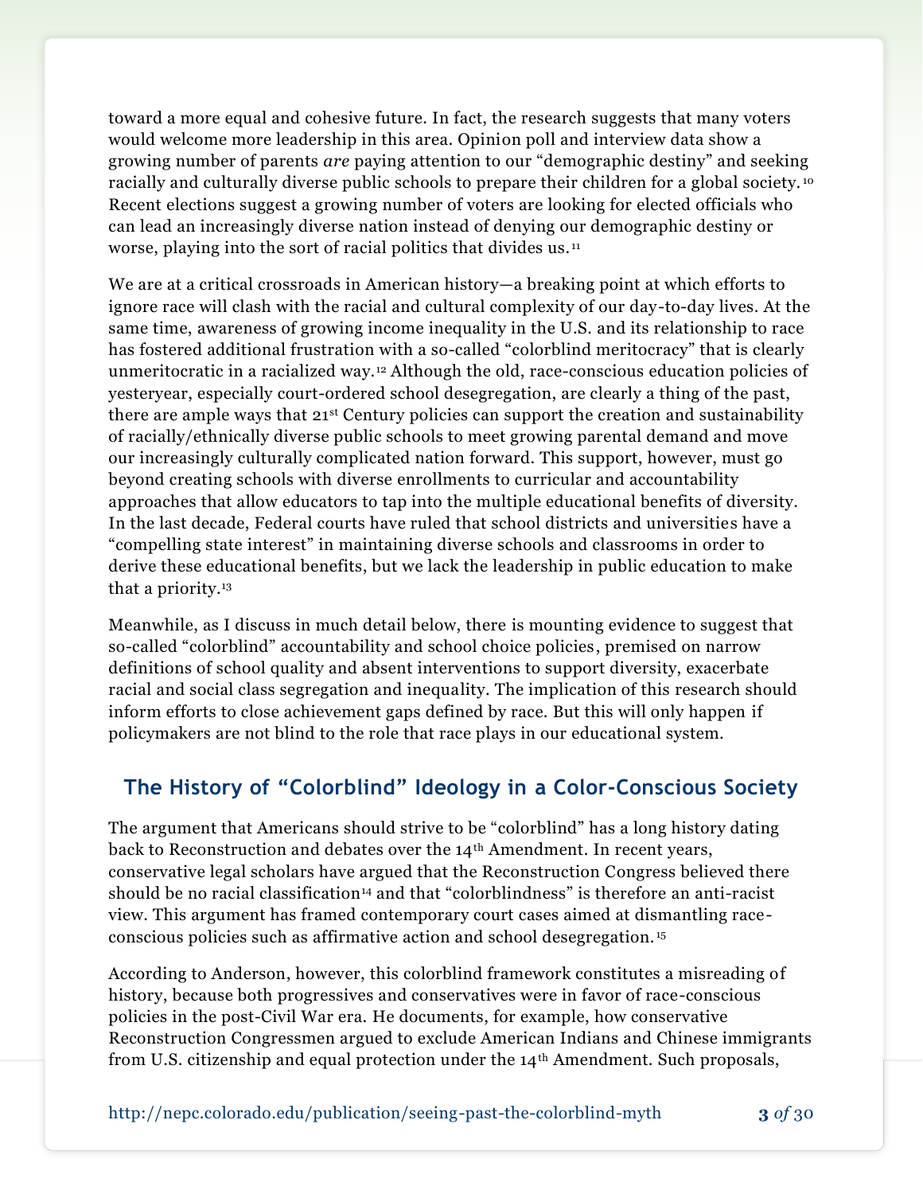toward a more equal and cohesive future. In fact, the research suggests that many voters would welcome more leadership in this area. Opinion poll and interview data show a growing number of parents *are* paying attention to our "demographic destiny" and seeking racially and culturally diverse public schools to prepare their children for a global society.[10] Recent elections suggest a growing number of voters are looking for elected officials who can lead an increasingly diverse nation instead of denying our demographic destiny or worse, playing into the sort of racial politics that divides us.[11]

We are at a critical crossroads in American history—a breaking point at which efforts to ignore race will clash with the racial and cultural complexity of our day-to-day lives. At the same time, awareness of growing income inequality in the U.S. and its relationship to race has fostered additional frustration with a so-called "colorblind meritocracy" that is clearly unmeritocratic in a racialized way.[12] Although the old, race-conscious education policies of yesteryear, especially court-ordered school desegregation, are clearly a thing of the past, there are ample ways that 21st Century policies can support the creation and sustainability of racially/ethnically diverse public schools to meet growing parental demand and move our increasingly culturally complicated nation forward. This support, however, must go beyond creating schools with diverse enrollments to curricular and accountability approaches that allow educators to tap into the multiple educational benefits of diversity. In the last decade, Federal courts have ruled that school districts and universities have a "compelling state interest" in maintaining diverse schools and classrooms in order to derive these educational benefits, but we lack the leadership in public education to make that a priority.[13]

Meanwhile, as I discuss in much detail below, there is mounting evidence to suggest that so-called "colorblind" accountability and school choice policies, premised on narrow definitions of school quality and absent interventions to support diversity, exacerbate racial and social class segregation and inequality. The implication of this research should inform efforts to close achievement gaps defined by race. But this will only happen if policymakers are not blind to the role that race plays in our educational system.

## The History of "Colorblind" Ideology in a Color-Conscious Society

The argument that Americans should strive to be "colorblind" has a long history dating back to Reconstruction and debates over the 14th Amendment. In recent years, conservative legal scholars have argued that the Reconstruction Congress believed there should be no racial classification[14] and that "colorblindness" is therefore an anti-racist view. This argument has framed contemporary court cases aimed at dismantling race-conscious policies such as affirmative action and school desegregation.[15]

According to Anderson, however, this colorblind framework constitutes a misreading of history, because both progressives and conservatives were in favor of race-conscious policies in the post-Civil War era. He documents, for example, how conservative Reconstruction Congressmen argued to exclude American Indians and Chinese immigrants from U.S. citizenship and equal protection under the 14th Amendment. Such proposals,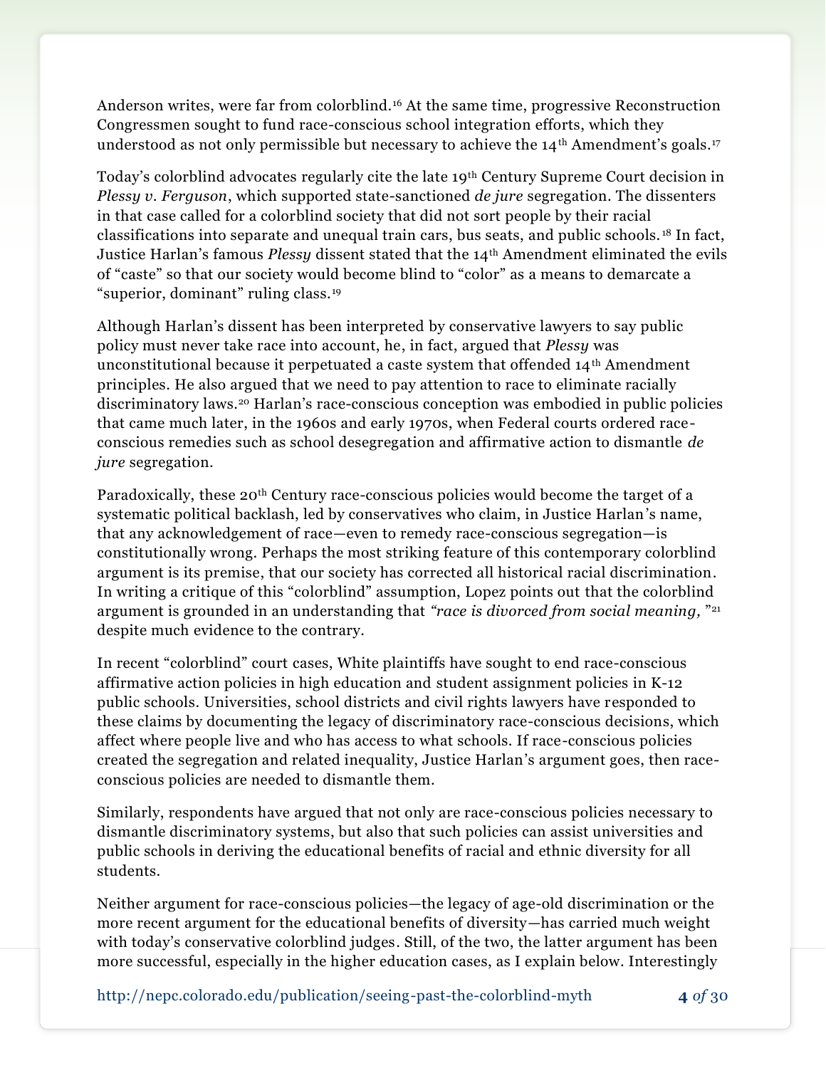Anderson writes, were far from colorblind.[16] At the same time, progressive Reconstruction Congressmen sought to fund race-conscious school integration efforts, which they understood as not only permissible but necessary to achieve the 14th Amendment's goals.[17]

Today's colorblind advocates regularly cite the late 19th Century Supreme Court decision in *Plessy v. Ferguson*, which supported state-sanctioned *de jure* segregation. The dissenters in that case called for a colorblind society that did not sort people by their racial classifications into separate and unequal train cars, bus seats, and public schools.[18] In fact, Justice Harlan's famous *Plessy* dissent stated that the 14th Amendment eliminated the evils of "caste" so that our society would become blind to "color" as a means to demarcate a "superior, dominant" ruling class.[19]

Although Harlan's dissent has been interpreted by conservative lawyers to say public policy must never take race into account, he, in fact, argued that *Plessy* was unconstitutional because it perpetuated a caste system that offended 14th Amendment principles. He also argued that we need to pay attention to race to eliminate racially discriminatory laws.[20] Harlan's race-conscious conception was embodied in public policies that came much later, in the 1960s and early 1970s, when Federal courts ordered race-conscious remedies such as school desegregation and affirmative action to dismantle *de jure* segregation.

Paradoxically, these 20th Century race-conscious policies would become the target of a systematic political backlash, led by conservatives who claim, in Justice Harlan's name, that any acknowledgement of race—even to remedy race-conscious segregation—is constitutionally wrong. Perhaps the most striking feature of this contemporary colorblind argument is its premise, that our society has corrected all historical racial discrimination. In writing a critique of this "colorblind" assumption, Lopez points out that the colorblind argument is grounded in an understanding that *"race is divorced from social meaning,"*[21] despite much evidence to the contrary.

In recent "colorblind" court cases, White plaintiffs have sought to end race-conscious affirmative action policies in high education and student assignment policies in K-12 public schools. Universities, school districts and civil rights lawyers have responded to these claims by documenting the legacy of discriminatory race-conscious decisions, which affect where people live and who has access to what schools. If race-conscious policies created the segregation and related inequality, Justice Harlan's argument goes, then race-conscious policies are needed to dismantle them.

Similarly, respondents have argued that not only are race-conscious policies necessary to dismantle discriminatory systems, but also that such policies can assist universities and public schools in deriving the educational benefits of racial and ethnic diversity for all students.

Neither argument for race-conscious policies—the legacy of age-old discrimination or the more recent argument for the educational benefits of diversity—has carried much weight with today's conservative colorblind judges. Still, of the two, the latter argument has been more successful, especially in the higher education cases, as I explain below. Interestingly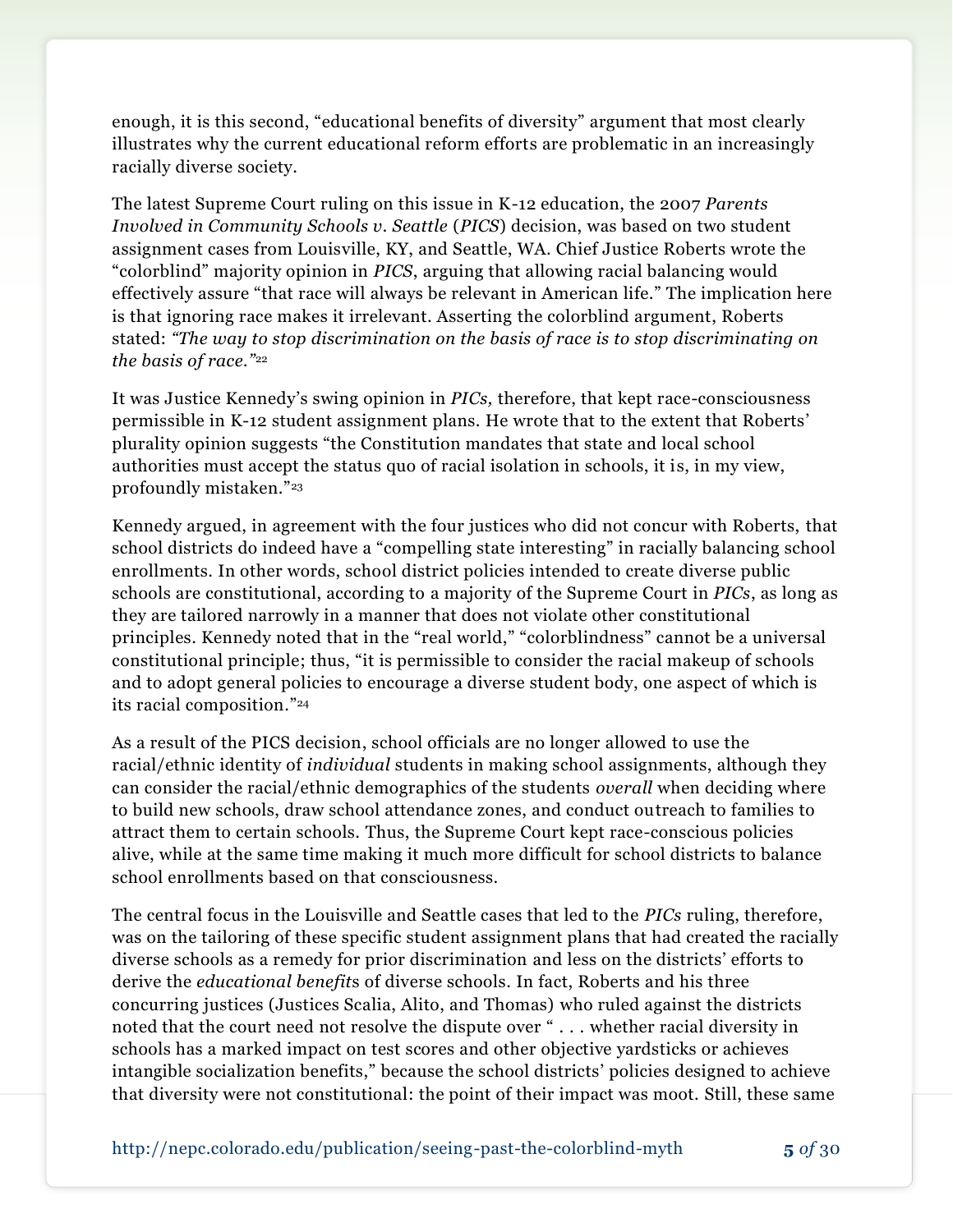enough, it is this second, "educational benefits of diversity" argument that most clearly illustrates why the current educational reform efforts are problematic in an increasingly racially diverse society.

The latest Supreme Court ruling on this issue in K-12 education, the 2007 *Parents Involved in Community Schools v. Seattle* (*PICS*) decision, was based on two student assignment cases from Louisville, KY, and Seattle, WA. Chief Justice Roberts wrote the "colorblind" majority opinion in *PICS*, arguing that allowing racial balancing would effectively assure "that race will always be relevant in American life." The implication here is that ignoring race makes it irrelevant. Asserting the colorblind argument, Roberts stated: *"The way to stop discrimination on the basis of race is to stop discriminating on the basis of race."*[22]

It was Justice Kennedy's swing opinion in *PICs,* therefore, that kept race-consciousness permissible in K-12 student assignment plans. He wrote that to the extent that Roberts' plurality opinion suggests "the Constitution mandates that state and local school authorities must accept the status quo of racial isolation in schools, it is, in my view, profoundly mistaken."[23]

Kennedy argued, in agreement with the four justices who did not concur with Roberts, that school districts do indeed have a "compelling state interesting" in racially balancing school enrollments. In other words, school district policies intended to create diverse public schools are constitutional, according to a majority of the Supreme Court in *PICs*, as long as they are tailored narrowly in a manner that does not violate other constitutional principles. Kennedy noted that in the "real world," "colorblindness" cannot be a universal constitutional principle; thus, "it is permissible to consider the racial makeup of schools and to adopt general policies to encourage a diverse student body, one aspect of which is its racial composition."[24]

As a result of the PICS decision, school officials are no longer allowed to use the racial/ethnic identity of *individual* students in making school assignments, although they can consider the racial/ethnic demographics of the students *overall* when deciding where to build new schools, draw school attendance zones, and conduct outreach to families to attract them to certain schools. Thus, the Supreme Court kept race-conscious policies alive, while at the same time making it much more difficult for school districts to balance school enrollments based on that consciousness.

The central focus in the Louisville and Seattle cases that led to the *PICs* ruling, therefore, was on the tailoring of these specific student assignment plans that had created the racially diverse schools as a remedy for prior discrimination and less on the districts' efforts to derive the *educational benefits* of diverse schools. In fact, Roberts and his three concurring justices (Justices Scalia, Alito, and Thomas) who ruled against the districts noted that the court need not resolve the dispute over " . . . whether racial diversity in schools has a marked impact on test scores and other objective yardsticks or achieves intangible socialization benefits," because the school districts' policies designed to achieve that diversity were not constitutional: the point of their impact was moot. Still, these same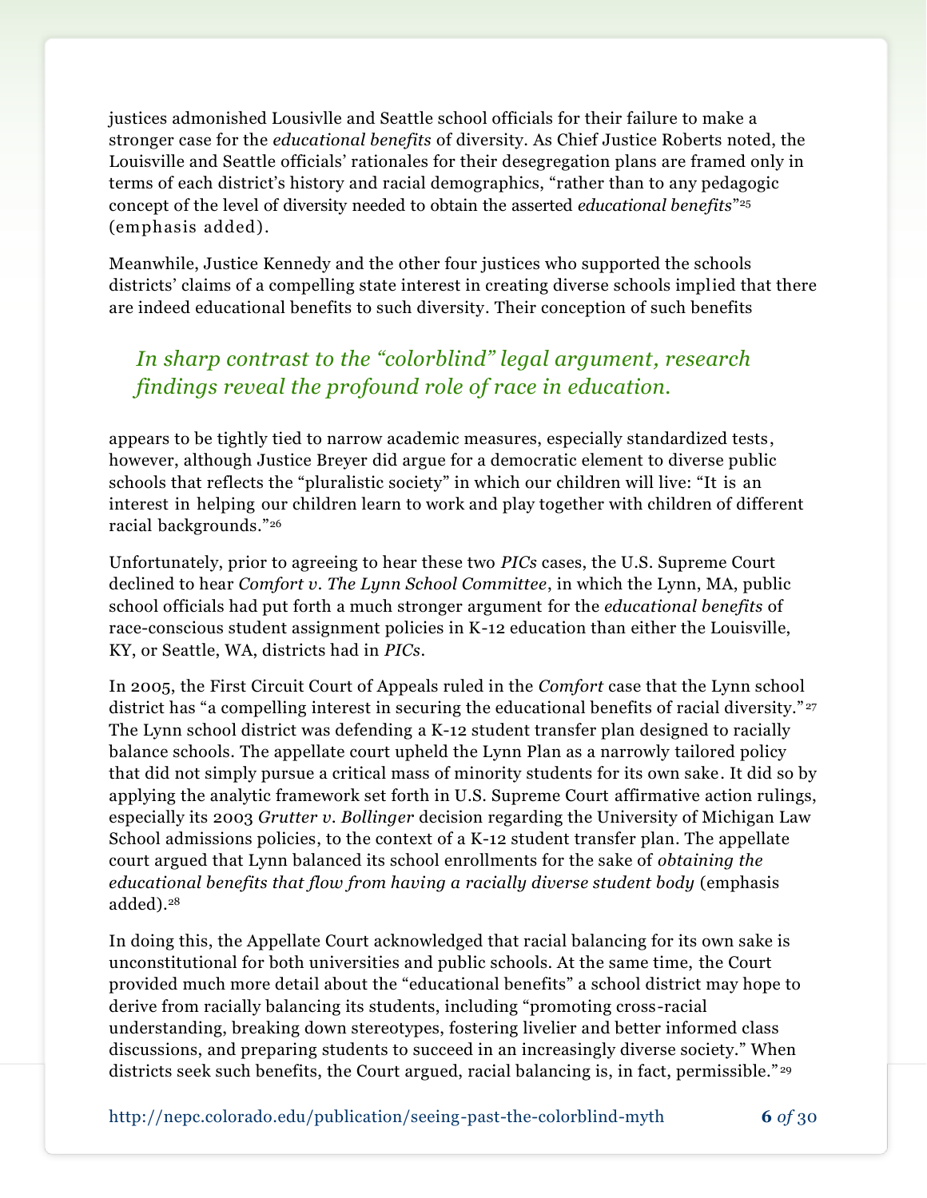justices admonished Lousivlle and Seattle school officials for their failure to make a stronger case for the *educational benefits* of diversity. As Chief Justice Roberts noted, the Louisville and Seattle officials' rationales for their desegregation plans are framed only in terms of each district's history and racial demographics, "rather than to any pedagogic concept of the level of diversity needed to obtain the asserted *educational benefits*"[25] (emphasis added).

Meanwhile, Justice Kennedy and the other four justices who supported the schools districts' claims of a compelling state interest in creating diverse schools implied that there are indeed educational benefits to such diversity. Their conception of such benefits appears to be tightly tied to narrow academic measures, especially standardized tests, however, although Justice Breyer did argue for a democratic element to diverse public schools that reflects the "pluralistic society" in which our children will live: "It is an interest in helping our children learn to work and play together with children of different racial backgrounds."[26]

> *In sharp contrast to the "colorblind" legal argument, research findings reveal the profound role of race in education.*

Unfortunately, prior to agreeing to hear these two *PICs* cases, the U.S. Supreme Court declined to hear *Comfort v. The Lynn School Committee*, in which the Lynn, MA, public school officials had put forth a much stronger argument for the *educational benefits* of race-conscious student assignment policies in K-12 education than either the Louisville, KY, or Seattle, WA, districts had in *PICs*.

In 2005, the First Circuit Court of Appeals ruled in the *Comfort* case that the Lynn school district has "a compelling interest in securing the educational benefits of racial diversity."[27] The Lynn school district was defending a K-12 student transfer plan designed to racially balance schools. The appellate court upheld the Lynn Plan as a narrowly tailored policy that did not simply pursue a critical mass of minority students for its own sake. It did so by applying the analytic framework set forth in U.S. Supreme Court affirmative action rulings, especially its 2003 *Grutter v. Bollinger* decision regarding the University of Michigan Law School admissions policies, to the context of a K-12 student transfer plan. The appellate court argued that Lynn balanced its school enrollments for the sake of *obtaining the educational benefits that flow from having a racially diverse student body* (emphasis added).[28]

In doing this, the Appellate Court acknowledged that racial balancing for its own sake is unconstitutional for both universities and public schools. At the same time, the Court provided much more detail about the "educational benefits" a school district may hope to derive from racially balancing its students, including "promoting cross-racial understanding, breaking down stereotypes, fostering livelier and better informed class discussions, and preparing students to succeed in an increasingly diverse society." When districts seek such benefits, the Court argued, racial balancing is, in fact, permissible."[29]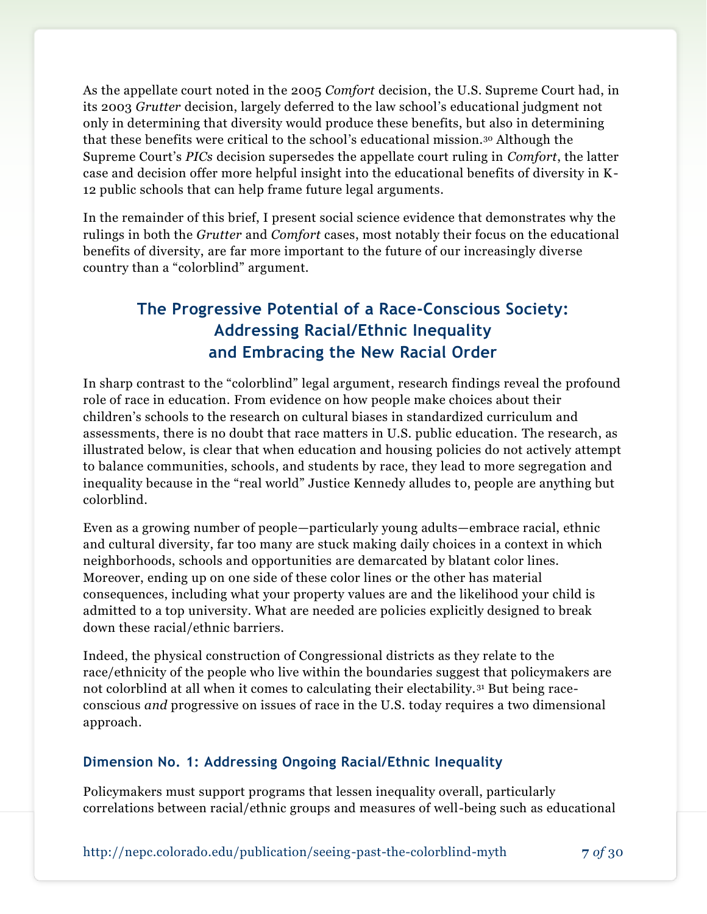As the appellate court noted in the 2005 *Comfort* decision, the U.S. Supreme Court had, in its 2003 *Grutter* decision, largely deferred to the law school's educational judgment not only in determining that diversity would produce these benefits, but also in determining that these benefits were critical to the school's educational mission.[30] Although the Supreme Court's *PICs* decision supersedes the appellate court ruling in *Comfort*, the latter case and decision offer more helpful insight into the educational benefits of diversity in K-12 public schools that can help frame future legal arguments.

In the remainder of this brief, I present social science evidence that demonstrates why the rulings in both the *Grutter* and *Comfort* cases, most notably their focus on the educational benefits of diversity, are far more important to the future of our increasingly diverse country than a "colorblind" argument.

## The Progressive Potential of a Race-Conscious Society: Addressing Racial/Ethnic Inequality and Embracing the New Racial Order

In sharp contrast to the "colorblind" legal argument, research findings reveal the profound role of race in education. From evidence on how people make choices about their children's schools to the research on cultural biases in standardized curriculum and assessments, there is no doubt that race matters in U.S. public education. The research, as illustrated below, is clear that when education and housing policies do not actively attempt to balance communities, schools, and students by race, they lead to more segregation and inequality because in the "real world" Justice Kennedy alludes to, people are anything but colorblind.

Even as a growing number of people—particularly young adults—embrace racial, ethnic and cultural diversity, far too many are stuck making daily choices in a context in which neighborhoods, schools and opportunities are demarcated by blatant color lines. Moreover, ending up on one side of these color lines or the other has material consequences, including what your property values are and the likelihood your child is admitted to a top university. What are needed are policies explicitly designed to break down these racial/ethnic barriers.

Indeed, the physical construction of Congressional districts as they relate to the race/ethnicity of the people who live within the boundaries suggest that policymakers are not colorblind at all when it comes to calculating their electability.[31] But being race-conscious *and* progressive on issues of race in the U.S. today requires a two dimensional approach.

### Dimension No. 1: Addressing Ongoing Racial/Ethnic Inequality

Policymakers must support programs that lessen inequality overall, particularly correlations between racial/ethnic groups and measures of well-being such as educational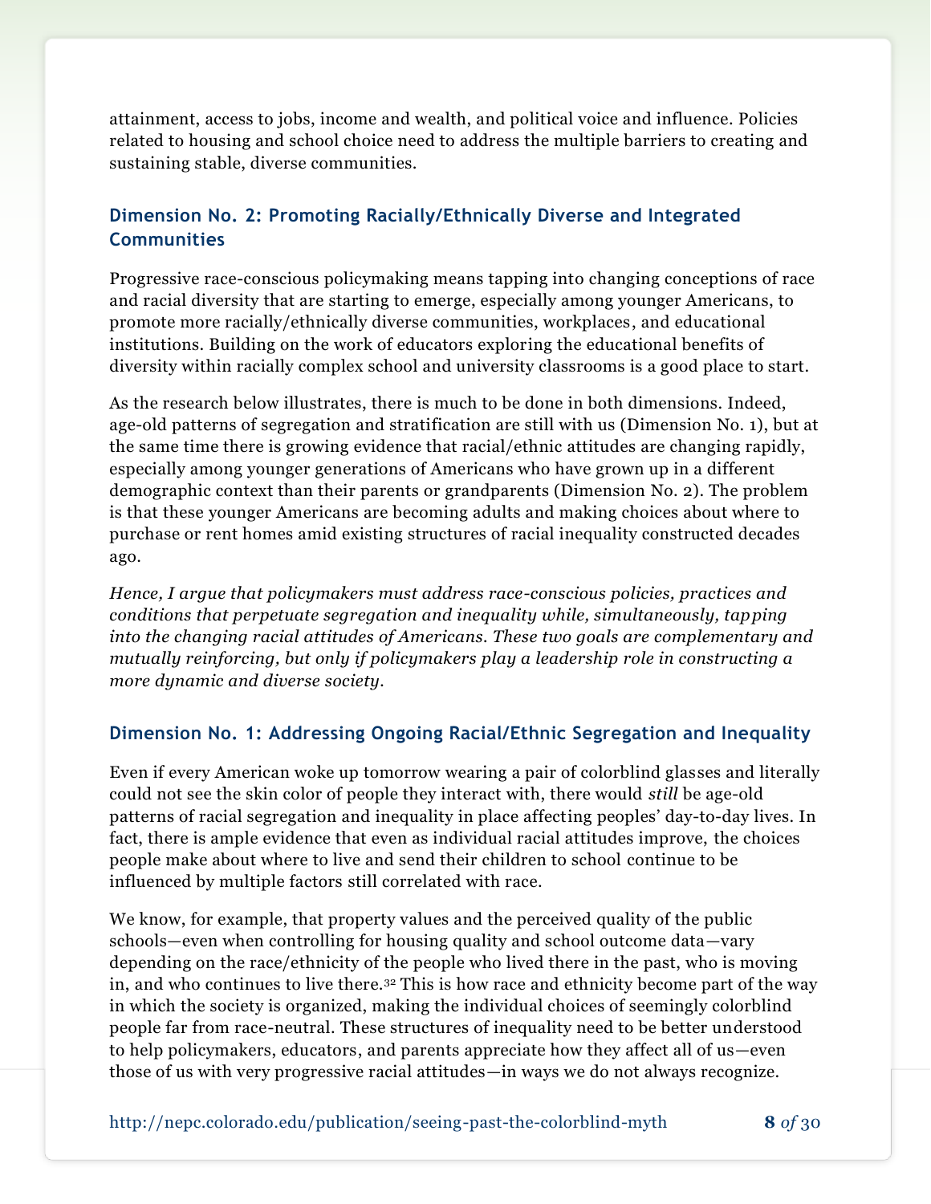attainment, access to jobs, income and wealth, and political voice and influence. Policies related to housing and school choice need to address the multiple barriers to creating and sustaining stable, diverse communities.

### Dimension No. 2: Promoting Racially/Ethnically Diverse and Integrated Communities

Progressive race-conscious policymaking means tapping into changing conceptions of race and racial diversity that are starting to emerge, especially among younger Americans, to promote more racially/ethnically diverse communities, workplaces, and educational institutions. Building on the work of educators exploring the educational benefits of diversity within racially complex school and university classrooms is a good place to start.

As the research below illustrates, there is much to be done in both dimensions. Indeed, age-old patterns of segregation and stratification are still with us (Dimension No. 1), but at the same time there is growing evidence that racial/ethnic attitudes are changing rapidly, especially among younger generations of Americans who have grown up in a different demographic context than their parents or grandparents (Dimension No. 2). The problem is that these younger Americans are becoming adults and making choices about where to purchase or rent homes amid existing structures of racial inequality constructed decades ago.

*Hence, I argue that policymakers must address race-conscious policies, practices and conditions that perpetuate segregation and inequality while, simultaneously, tapping into the changing racial attitudes of Americans. These two goals are complementary and mutually reinforcing, but only if policymakers play a leadership role in constructing a more dynamic and diverse society.*

### Dimension No. 1: Addressing Ongoing Racial/Ethnic Segregation and Inequality

Even if every American woke up tomorrow wearing a pair of colorblind glasses and literally could not see the skin color of people they interact with, there would *still* be age-old patterns of racial segregation and inequality in place affecting peoples' day-to-day lives. In fact, there is ample evidence that even as individual racial attitudes improve, the choices people make about where to live and send their children to school continue to be influenced by multiple factors still correlated with race.

We know, for example, that property values and the perceived quality of the public schools—even when controlling for housing quality and school outcome data—vary depending on the race/ethnicity of the people who lived there in the past, who is moving in, and who continues to live there.[32] This is how race and ethnicity become part of the way in which the society is organized, making the individual choices of seemingly colorblind people far from race-neutral. These structures of inequality need to be better understood to help policymakers, educators, and parents appreciate how they affect all of us—even those of us with very progressive racial attitudes—in ways we do not always recognize.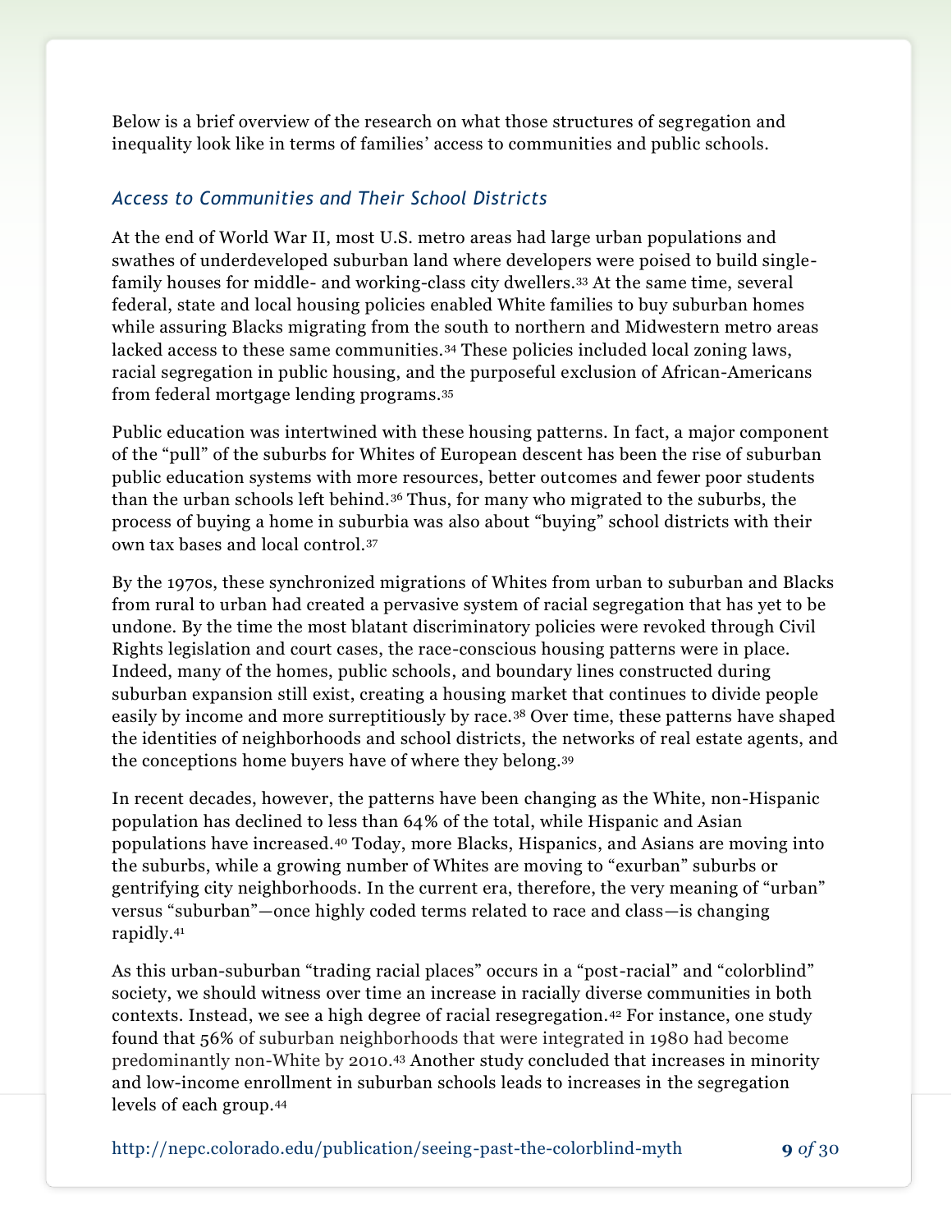Below is a brief overview of the research on what those structures of segregation and inequality look like in terms of families' access to communities and public schools.

### *Access to Communities and Their School Districts*

At the end of World War II, most U.S. metro areas had large urban populations and swathes of underdeveloped suburban land where developers were poised to build single-family houses for middle- and working-class city dwellers.[33] At the same time, several federal, state and local housing policies enabled White families to buy suburban homes while assuring Blacks migrating from the south to northern and Midwestern metro areas lacked access to these same communities.[34] These policies included local zoning laws, racial segregation in public housing, and the purposeful exclusion of African-Americans from federal mortgage lending programs.[35]

Public education was intertwined with these housing patterns. In fact, a major component of the "pull" of the suburbs for Whites of European descent has been the rise of suburban public education systems with more resources, better outcomes and fewer poor students than the urban schools left behind.[36] Thus, for many who migrated to the suburbs, the process of buying a home in suburbia was also about "buying" school districts with their own tax bases and local control.[37]

By the 1970s, these synchronized migrations of Whites from urban to suburban and Blacks from rural to urban had created a pervasive system of racial segregation that has yet to be undone. By the time the most blatant discriminatory policies were revoked through Civil Rights legislation and court cases, the race-conscious housing patterns were in place. Indeed, many of the homes, public schools, and boundary lines constructed during suburban expansion still exist, creating a housing market that continues to divide people easily by income and more surreptitiously by race.[38] Over time, these patterns have shaped the identities of neighborhoods and school districts, the networks of real estate agents, and the conceptions home buyers have of where they belong.[39]

In recent decades, however, the patterns have been changing as the White, non-Hispanic population has declined to less than 64% of the total, while Hispanic and Asian populations have increased.[40] Today, more Blacks, Hispanics, and Asians are moving into the suburbs, while a growing number of Whites are moving to "exurban" suburbs or gentrifying city neighborhoods. In the current era, therefore, the very meaning of "urban" versus "suburban"—once highly coded terms related to race and class—is changing rapidly.[41]

As this urban-suburban "trading racial places" occurs in a "post-racial" and "colorblind" society, we should witness over time an increase in racially diverse communities in both contexts. Instead, we see a high degree of racial resegregation.[42] For instance, one study found that 56% of suburban neighborhoods that were integrated in 1980 had become predominantly non-White by 2010.[43] Another study concluded that increases in minority and low-income enrollment in suburban schools leads to increases in the segregation levels of each group.[44]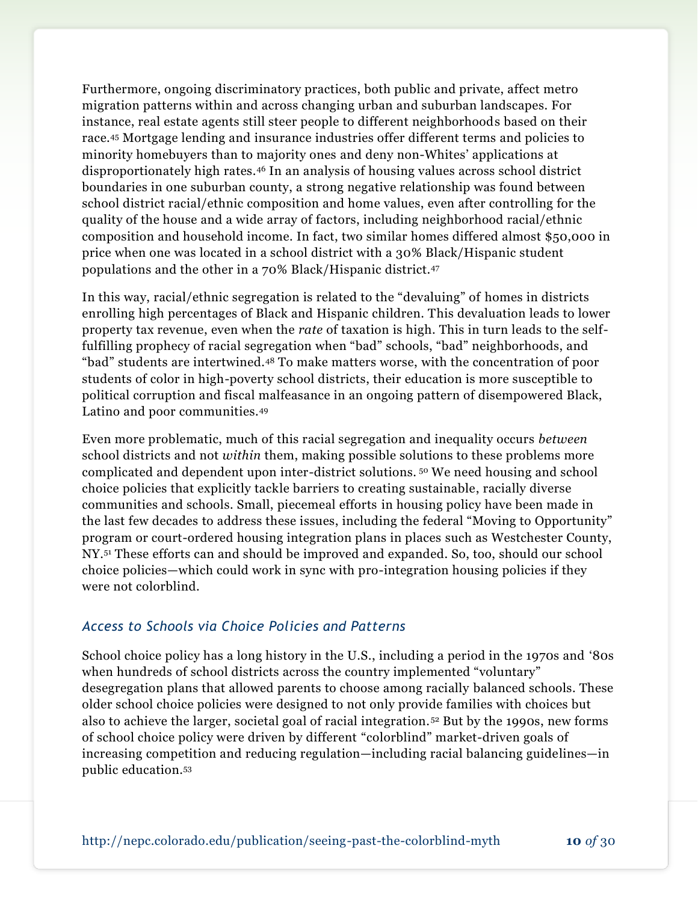Furthermore, ongoing discriminatory practices, both public and private, affect metro migration patterns within and across changing urban and suburban landscapes. For instance, real estate agents still steer people to different neighborhoods based on their race.[45] Mortgage lending and insurance industries offer different terms and policies to minority homebuyers than to majority ones and deny non-Whites' applications at disproportionately high rates.[46] In an analysis of housing values across school district boundaries in one suburban county, a strong negative relationship was found between school district racial/ethnic composition and home values, even after controlling for the quality of the house and a wide array of factors, including neighborhood racial/ethnic composition and household income. In fact, two similar homes differed almost $50,000 in price when one was located in a school district with a 30% Black/Hispanic student populations and the other in a 70% Black/Hispanic district.[47]

In this way, racial/ethnic segregation is related to the "devaluing" of homes in districts enrolling high percentages of Black and Hispanic children. This devaluation leads to lower property tax revenue, even when the *rate* of taxation is high. This in turn leads to the self-fulfilling prophecy of racial segregation when "bad" schools, "bad" neighborhoods, and "bad" students are intertwined.[48] To make matters worse, with the concentration of poor students of color in high-poverty school districts, their education is more susceptible to political corruption and fiscal malfeasance in an ongoing pattern of disempowered Black, Latino and poor communities.[49]

Even more problematic, much of this racial segregation and inequality occurs *between* school districts and not *within* them, making possible solutions to these problems more complicated and dependent upon inter-district solutions.[50] We need housing and school choice policies that explicitly tackle barriers to creating sustainable, racially diverse communities and schools. Small, piecemeal efforts in housing policy have been made in the last few decades to address these issues, including the federal "Moving to Opportunity" program or court-ordered housing integration plans in places such as Westchester County, NY.[51] These efforts can and should be improved and expanded. So, too, should our school choice policies—which could work in sync with pro-integration housing policies if they were not colorblind.

### *Access to Schools via Choice Policies and Patterns*

School choice policy has a long history in the U.S., including a period in the 1970s and '80s when hundreds of school districts across the country implemented "voluntary" desegregation plans that allowed parents to choose among racially balanced schools. These older school choice policies were designed to not only provide families with choices but also to achieve the larger, societal goal of racial integration.[52] But by the 1990s, new forms of school choice policy were driven by different "colorblind" market-driven goals of increasing competition and reducing regulation—including racial balancing guidelines—in public education.[53]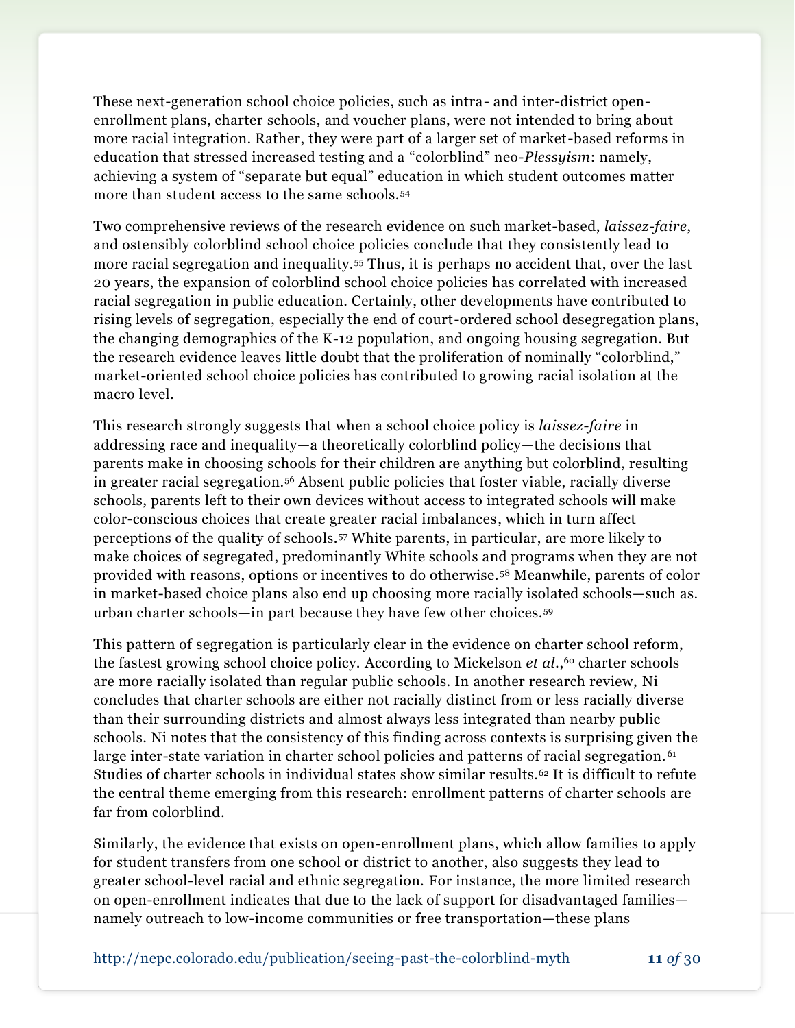These next-generation school choice policies, such as intra- and inter-district open-enrollment plans, charter schools, and voucher plans, were not intended to bring about more racial integration. Rather, they were part of a larger set of market-based reforms in education that stressed increased testing and a "colorblind" neo-*Plessyism*: namely, achieving a system of "separate but equal" education in which student outcomes matter more than student access to the same schools.[54]

Two comprehensive reviews of the research evidence on such market-based, *laissez-faire*, and ostensibly colorblind school choice policies conclude that they consistently lead to more racial segregation and inequality.[55] Thus, it is perhaps no accident that, over the last 20 years, the expansion of colorblind school choice policies has correlated with increased racial segregation in public education. Certainly, other developments have contributed to rising levels of segregation, especially the end of court-ordered school desegregation plans, the changing demographics of the K-12 population, and ongoing housing segregation. But the research evidence leaves little doubt that the proliferation of nominally "colorblind," market-oriented school choice policies has contributed to growing racial isolation at the macro level.

This research strongly suggests that when a school choice policy is *laissez-faire* in addressing race and inequality—a theoretically colorblind policy—the decisions that parents make in choosing schools for their children are anything but colorblind, resulting in greater racial segregation.[56] Absent public policies that foster viable, racially diverse schools, parents left to their own devices without access to integrated schools will make color-conscious choices that create greater racial imbalances, which in turn affect perceptions of the quality of schools.[57] White parents, in particular, are more likely to make choices of segregated, predominantly White schools and programs when they are not provided with reasons, options or incentives to do otherwise.[58] Meanwhile, parents of color in market-based choice plans also end up choosing more racially isolated schools—such as. urban charter schools—in part because they have few other choices.[59]

This pattern of segregation is particularly clear in the evidence on charter school reform, the fastest growing school choice policy. According to Mickelson *et al*.,[60] charter schools are more racially isolated than regular public schools. In another research review, Ni concludes that charter schools are either not racially distinct from or less racially diverse than their surrounding districts and almost always less integrated than nearby public schools. Ni notes that the consistency of this finding across contexts is surprising given the large inter-state variation in charter school policies and patterns of racial segregation.[61] Studies of charter schools in individual states show similar results.[62] It is difficult to refute the central theme emerging from this research: enrollment patterns of charter schools are far from colorblind.

Similarly, the evidence that exists on open-enrollment plans, which allow families to apply for student transfers from one school or district to another, also suggests they lead to greater school-level racial and ethnic segregation. For instance, the more limited research on open-enrollment indicates that due to the lack of support for disadvantaged families—namely outreach to low-income communities or free transportation—these plans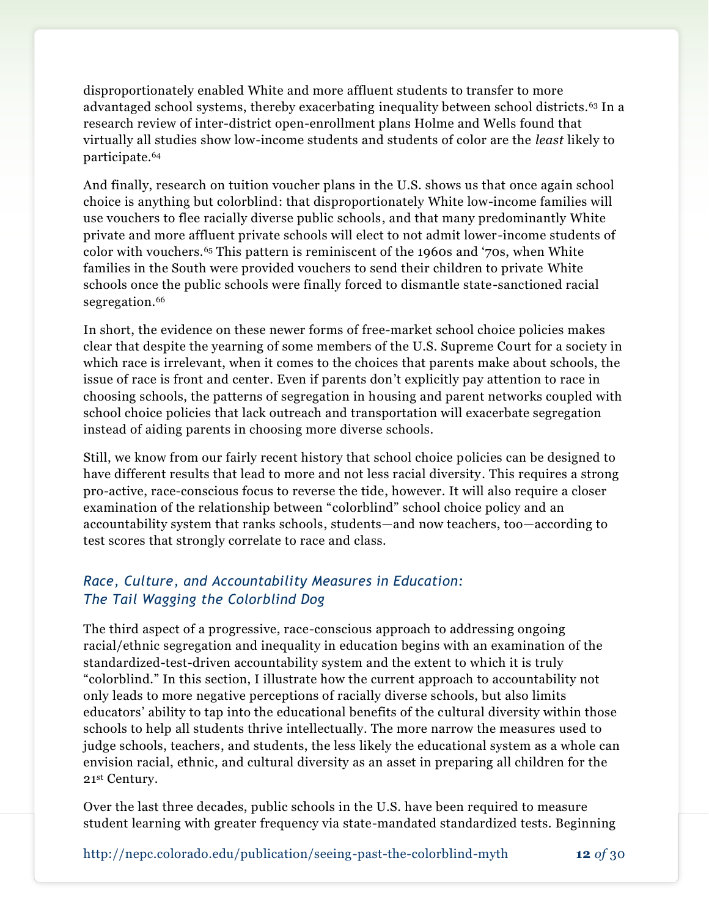disproportionately enabled White and more affluent students to transfer to more advantaged school systems, thereby exacerbating inequality between school districts.[63] In a research review of inter-district open-enrollment plans Holme and Wells found that virtually all studies show low-income students and students of color are the *least* likely to participate.[64]

And finally, research on tuition voucher plans in the U.S. shows us that once again school choice is anything but colorblind: that disproportionately White low-income families will use vouchers to flee racially diverse public schools, and that many predominantly White private and more affluent private schools will elect to not admit lower-income students of color with vouchers.[65] This pattern is reminiscent of the 1960s and '70s, when White families in the South were provided vouchers to send their children to private White schools once the public schools were finally forced to dismantle state-sanctioned racial segregation.[66]

In short, the evidence on these newer forms of free-market school choice policies makes clear that despite the yearning of some members of the U.S. Supreme Court for a society in which race is irrelevant, when it comes to the choices that parents make about schools, the issue of race is front and center. Even if parents don't explicitly pay attention to race in choosing schools, the patterns of segregation in housing and parent networks coupled with school choice policies that lack outreach and transportation will exacerbate segregation instead of aiding parents in choosing more diverse schools.

Still, we know from our fairly recent history that school choice policies can be designed to have different results that lead to more and not less racial diversity. This requires a strong pro-active, race-conscious focus to reverse the tide, however. It will also require a closer examination of the relationship between "colorblind" school choice policy and an accountability system that ranks schools, students—and now teachers, too—according to test scores that strongly correlate to race and class.

### *Race, Culture, and Accountability Measures in Education: The Tail Wagging the Colorblind Dog*

The third aspect of a progressive, race-conscious approach to addressing ongoing racial/ethnic segregation and inequality in education begins with an examination of the standardized-test-driven accountability system and the extent to which it is truly "colorblind." In this section, I illustrate how the current approach to accountability not only leads to more negative perceptions of racially diverse schools, but also limits educators' ability to tap into the educational benefits of the cultural diversity within those schools to help all students thrive intellectually. The more narrow the measures used to judge schools, teachers, and students, the less likely the educational system as a whole can envision racial, ethnic, and cultural diversity as an asset in preparing all children for the 21st Century.

Over the last three decades, public schools in the U.S. have been required to measure student learning with greater frequency via state-mandated standardized tests. Beginning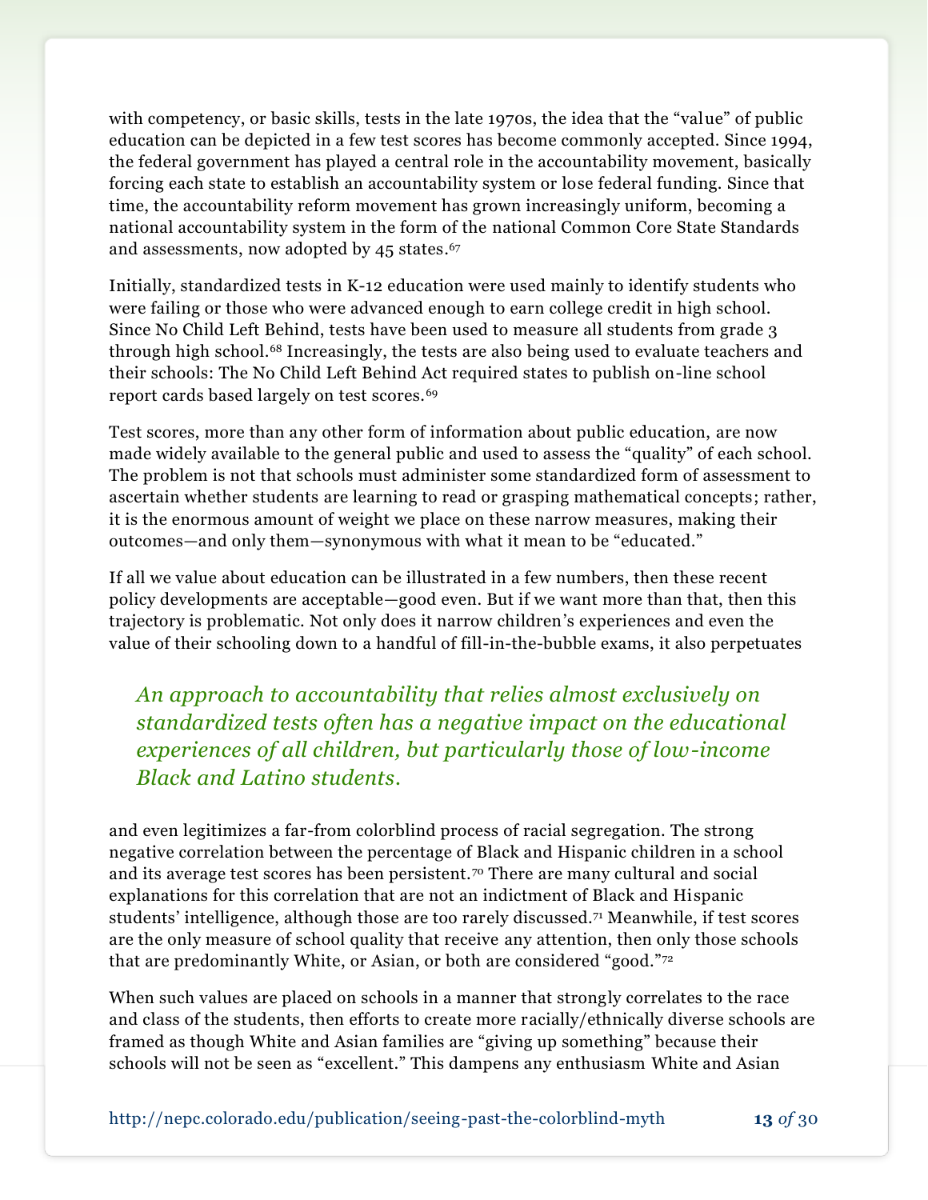with competency, or basic skills, tests in the late 1970s, the idea that the "value" of public education can be depicted in a few test scores has become commonly accepted. Since 1994, the federal government has played a central role in the accountability movement, basically forcing each state to establish an accountability system or lose federal funding. Since that time, the accountability reform movement has grown increasingly uniform, becoming a national accountability system in the form of the national Common Core State Standards and assessments, now adopted by 45 states.[67]

Initially, standardized tests in K-12 education were used mainly to identify students who were failing or those who were advanced enough to earn college credit in high school. Since No Child Left Behind, tests have been used to measure all students from grade 3 through high school.[68] Increasingly, the tests are also being used to evaluate teachers and their schools: The No Child Left Behind Act required states to publish on-line school report cards based largely on test scores.[69]

Test scores, more than any other form of information about public education, are now made widely available to the general public and used to assess the "quality" of each school. The problem is not that schools must administer some standardized form of assessment to ascertain whether students are learning to read or grasping mathematical concepts; rather, it is the enormous amount of weight we place on these narrow measures, making their outcomes—and only them—synonymous with what it mean to be "educated."

If all we value about education can be illustrated in a few numbers, then these recent policy developments are acceptable—good even. But if we want more than that, then this trajectory is problematic. Not only does it narrow children's experiences and even the value of their schooling down to a handful of fill-in-the-bubble exams, it also perpetuates and even legitimizes a far-from colorblind process of racial segregation. The strong negative correlation between the percentage of Black and Hispanic children in a school and its average test scores has been persistent.[70] There are many cultural and social explanations for this correlation that are not an indictment of Black and Hispanic students' intelligence, although those are too rarely discussed.[71] Meanwhile, if test scores are the only measure of school quality that receive any attention, then only those schools that are predominantly White, or Asian, or both are considered "good."[72]

> *An approach to accountability that relies almost exclusively on standardized tests often has a negative impact on the educational experiences of all children, but particularly those of low-income Black and Latino students.*

When such values are placed on schools in a manner that strongly correlates to the race and class of the students, then efforts to create more racially/ethnically diverse schools are framed as though White and Asian families are "giving up something" because their schools will not be seen as "excellent." This dampens any enthusiasm White and Asian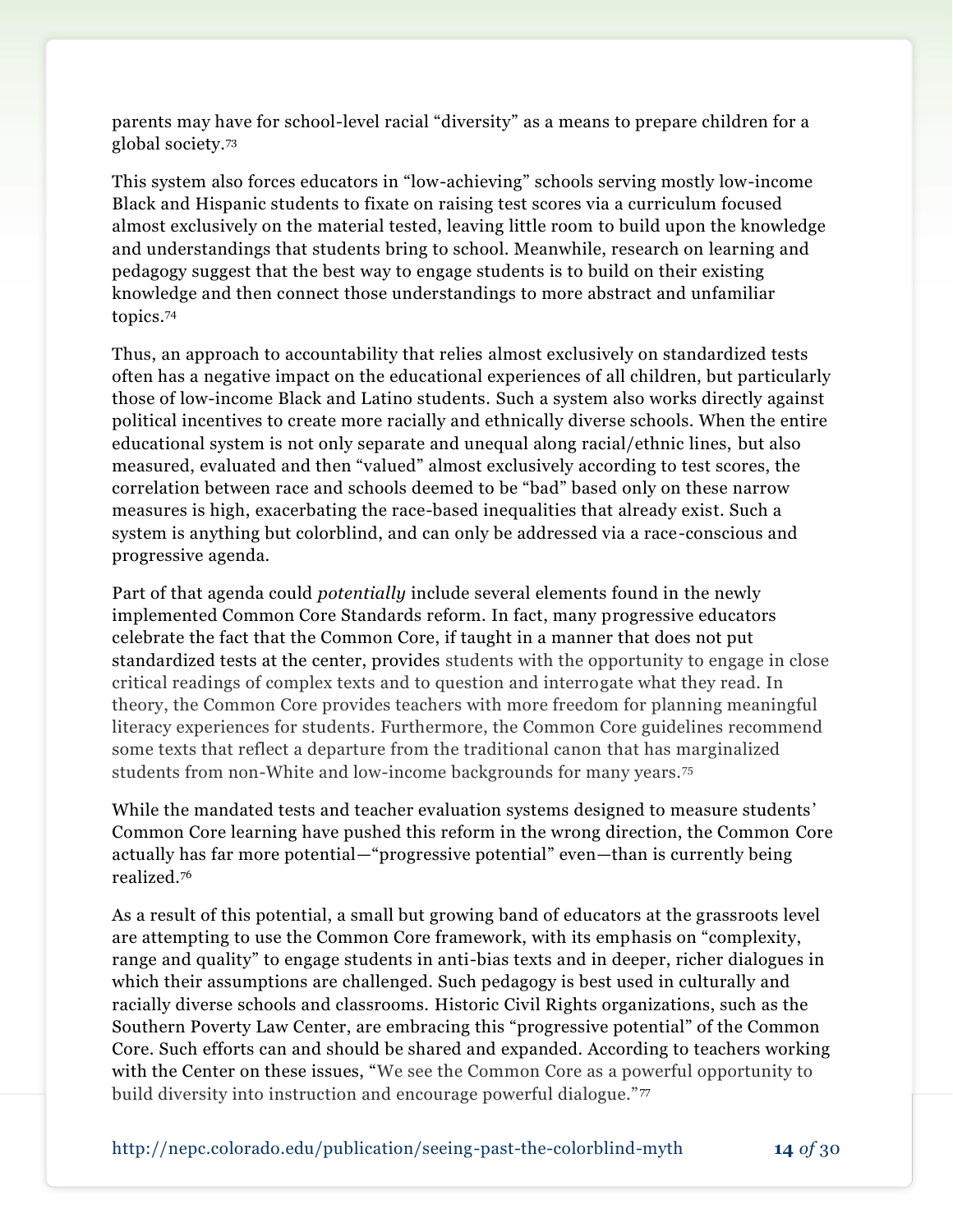parents may have for school-level racial "diversity" as a means to prepare children for a global society.[73]

This system also forces educators in "low-achieving" schools serving mostly low-income Black and Hispanic students to fixate on raising test scores via a curriculum focused almost exclusively on the material tested, leaving little room to build upon the knowledge and understandings that students bring to school. Meanwhile, research on learning and pedagogy suggest that the best way to engage students is to build on their existing knowledge and then connect those understandings to more abstract and unfamiliar topics.[74]

Thus, an approach to accountability that relies almost exclusively on standardized tests often has a negative impact on the educational experiences of all children, but particularly those of low-income Black and Latino students. Such a system also works directly against political incentives to create more racially and ethnically diverse schools. When the entire educational system is not only separate and unequal along racial/ethnic lines, but also measured, evaluated and then "valued" almost exclusively according to test scores, the correlation between race and schools deemed to be "bad" based only on these narrow measures is high, exacerbating the race-based inequalities that already exist. Such a system is anything but colorblind, and can only be addressed via a race-conscious and progressive agenda.

Part of that agenda could *potentially* include several elements found in the newly implemented Common Core Standards reform. In fact, many progressive educators celebrate the fact that the Common Core, if taught in a manner that does not put standardized tests at the center, provides students with the opportunity to engage in close critical readings of complex texts and to question and interrogate what they read. In theory, the Common Core provides teachers with more freedom for planning meaningful literacy experiences for students. Furthermore, the Common Core guidelines recommend some texts that reflect a departure from the traditional canon that has marginalized students from non-White and low-income backgrounds for many years.[75]

While the mandated tests and teacher evaluation systems designed to measure students' Common Core learning have pushed this reform in the wrong direction, the Common Core actually has far more potential—"progressive potential" even—than is currently being realized.[76]

As a result of this potential, a small but growing band of educators at the grassroots level are attempting to use the Common Core framework, with its emphasis on "complexity, range and quality" to engage students in anti-bias texts and in deeper, richer dialogues in which their assumptions are challenged. Such pedagogy is best used in culturally and racially diverse schools and classrooms. Historic Civil Rights organizations, such as the Southern Poverty Law Center, are embracing this "progressive potential" of the Common Core. Such efforts can and should be shared and expanded. According to teachers working with the Center on these issues, "We see the Common Core as a powerful opportunity to build diversity into instruction and encourage powerful dialogue."[77]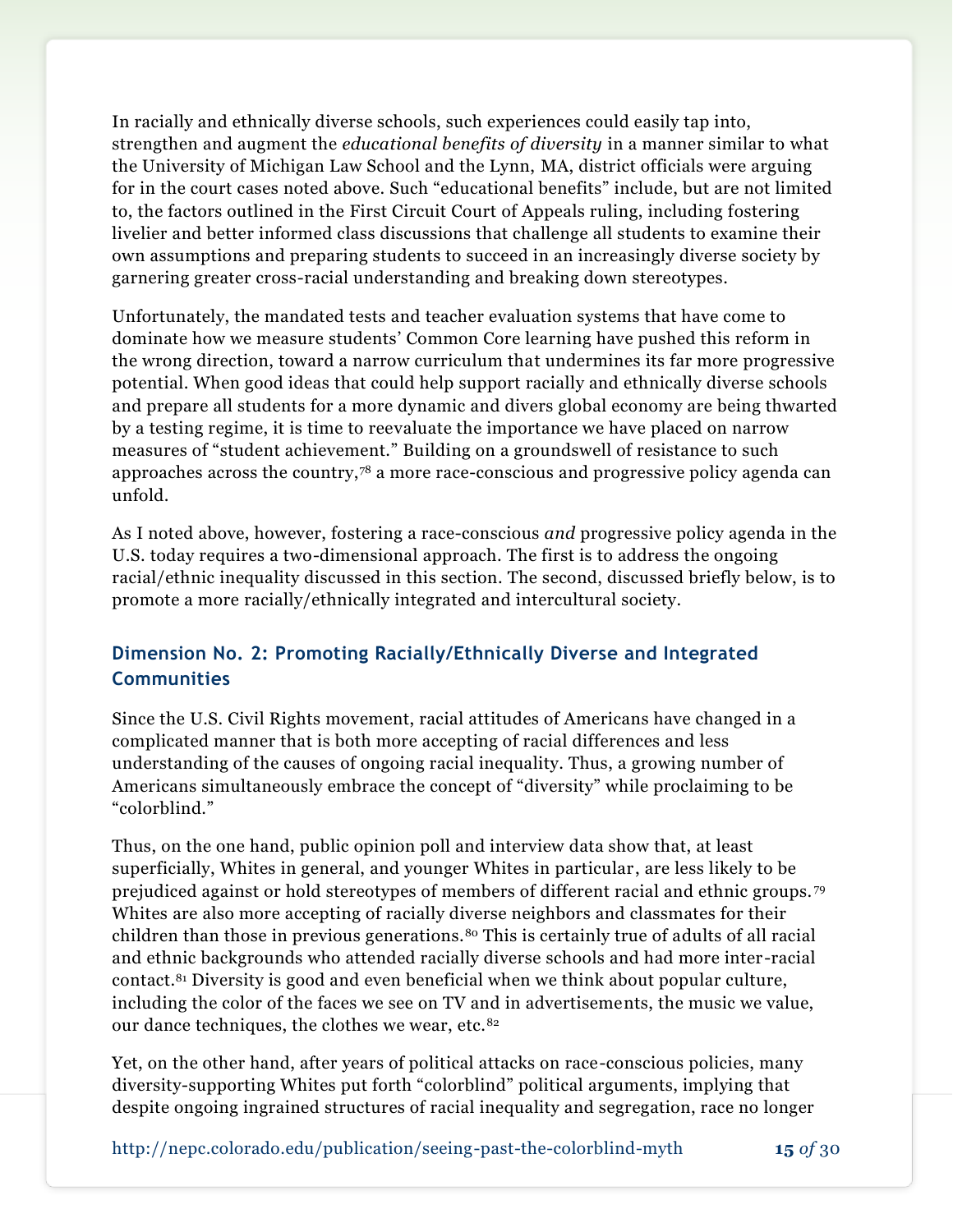In racially and ethnically diverse schools, such experiences could easily tap into, strengthen and augment the *educational benefits of diversity* in a manner similar to what the University of Michigan Law School and the Lynn, MA, district officials were arguing for in the court cases noted above. Such "educational benefits" include, but are not limited to, the factors outlined in the First Circuit Court of Appeals ruling, including fostering livelier and better informed class discussions that challenge all students to examine their own assumptions and preparing students to succeed in an increasingly diverse society by garnering greater cross-racial understanding and breaking down stereotypes.

Unfortunately, the mandated tests and teacher evaluation systems that have come to dominate how we measure students' Common Core learning have pushed this reform in the wrong direction, toward a narrow curriculum that undermines its far more progressive potential. When good ideas that could help support racially and ethnically diverse schools and prepare all students for a more dynamic and divers global economy are being thwarted by a testing regime, it is time to reevaluate the importance we have placed on narrow measures of "student achievement." Building on a groundswell of resistance to such approaches across the country,[78] a more race-conscious and progressive policy agenda can unfold.

As I noted above, however, fostering a race-conscious *and* progressive policy agenda in the U.S. today requires a two-dimensional approach. The first is to address the ongoing racial/ethnic inequality discussed in this section. The second, discussed briefly below, is to promote a more racially/ethnically integrated and intercultural society.

### Dimension No. 2: Promoting Racially/Ethnically Diverse and Integrated Communities

Since the U.S. Civil Rights movement, racial attitudes of Americans have changed in a complicated manner that is both more accepting of racial differences and less understanding of the causes of ongoing racial inequality. Thus, a growing number of Americans simultaneously embrace the concept of "diversity" while proclaiming to be "colorblind."

Thus, on the one hand, public opinion poll and interview data show that, at least superficially, Whites in general, and younger Whites in particular, are less likely to be prejudiced against or hold stereotypes of members of different racial and ethnic groups.[79] Whites are also more accepting of racially diverse neighbors and classmates for their children than those in previous generations.[80] This is certainly true of adults of all racial and ethnic backgrounds who attended racially diverse schools and had more inter-racial contact.[81] Diversity is good and even beneficial when we think about popular culture, including the color of the faces we see on TV and in advertisements, the music we value, our dance techniques, the clothes we wear, etc.[82]

Yet, on the other hand, after years of political attacks on race-conscious policies, many diversity-supporting Whites put forth "colorblind" political arguments, implying that despite ongoing ingrained structures of racial inequality and segregation, race no longer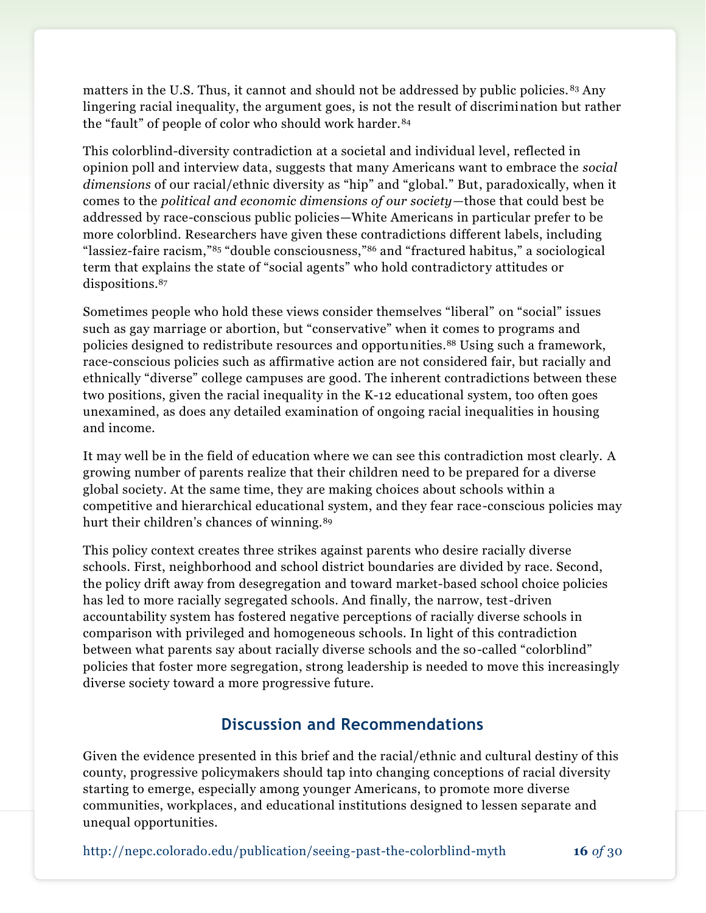matters in the U.S. Thus, it cannot and should not be addressed by public policies.[83] Any lingering racial inequality, the argument goes, is not the result of discrimination but rather the "fault" of people of color who should work harder.[84]

This colorblind-diversity contradiction at a societal and individual level, reflected in opinion poll and interview data, suggests that many Americans want to embrace the *social dimensions* of our racial/ethnic diversity as "hip" and "global." But, paradoxically, when it comes to the *political and economic dimensions of our society*—those that could best be addressed by race-conscious public policies—White Americans in particular prefer to be more colorblind. Researchers have given these contradictions different labels, including "lassiez-faire racism,"[85] "double consciousness,"[86] and "fractured habitus," a sociological term that explains the state of "social agents" who hold contradictory attitudes or dispositions.[87]

Sometimes people who hold these views consider themselves "liberal" on "social" issues such as gay marriage or abortion, but "conservative" when it comes to programs and policies designed to redistribute resources and opportunities.[88] Using such a framework, race-conscious policies such as affirmative action are not considered fair, but racially and ethnically "diverse" college campuses are good. The inherent contradictions between these two positions, given the racial inequality in the K-12 educational system, too often goes unexamined, as does any detailed examination of ongoing racial inequalities in housing and income.

It may well be in the field of education where we can see this contradiction most clearly. A growing number of parents realize that their children need to be prepared for a diverse global society. At the same time, they are making choices about schools within a competitive and hierarchical educational system, and they fear race-conscious policies may hurt their children's chances of winning.[89]

This policy context creates three strikes against parents who desire racially diverse schools. First, neighborhood and school district boundaries are divided by race. Second, the policy drift away from desegregation and toward market-based school choice policies has led to more racially segregated schools. And finally, the narrow, test-driven accountability system has fostered negative perceptions of racially diverse schools in comparison with privileged and homogeneous schools. In light of this contradiction between what parents say about racially diverse schools and the so-called "colorblind" policies that foster more segregation, strong leadership is needed to move this increasingly diverse society toward a more progressive future.

## Discussion and Recommendations

Given the evidence presented in this brief and the racial/ethnic and cultural destiny of this county, progressive policymakers should tap into changing conceptions of racial diversity starting to emerge, especially among younger Americans, to promote more diverse communities, workplaces, and educational institutions designed to lessen separate and unequal opportunities.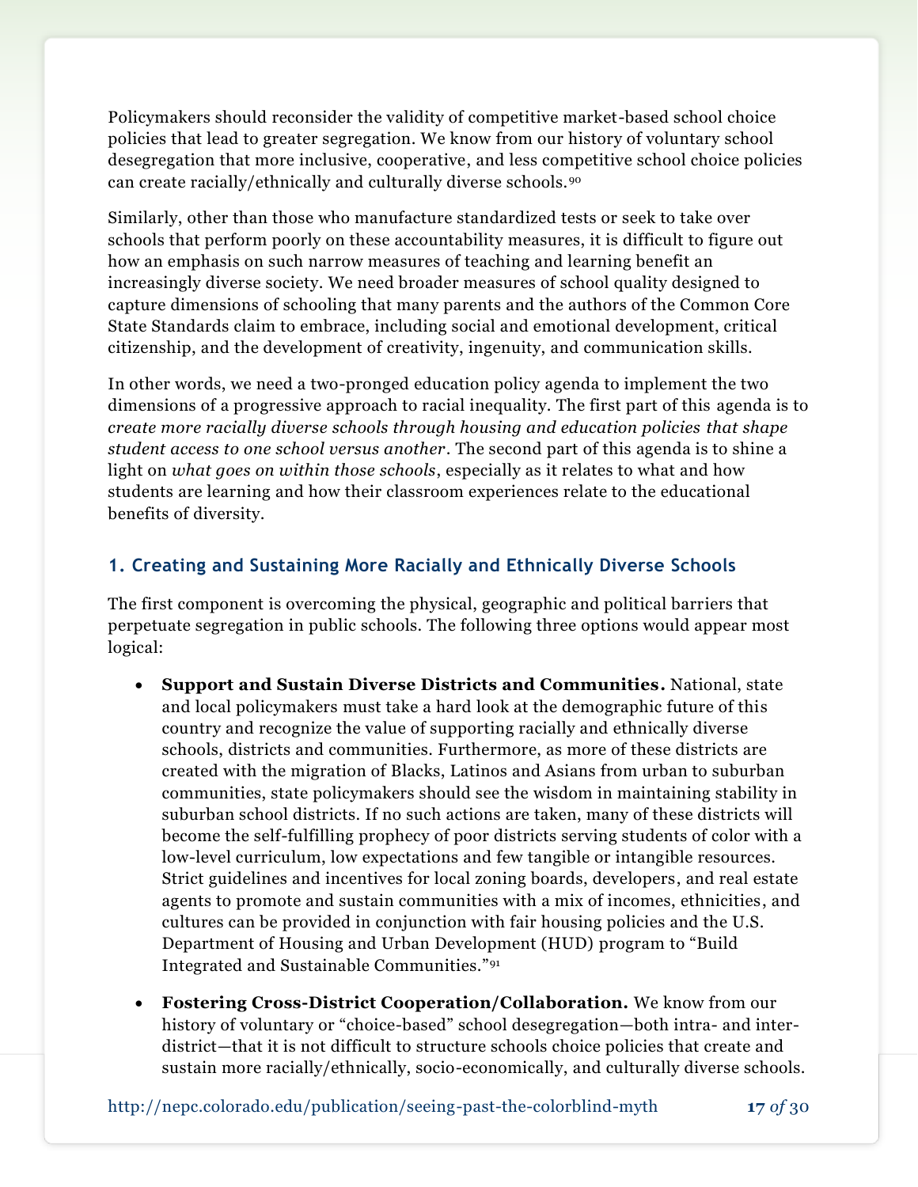Policymakers should reconsider the validity of competitive market-based school choice policies that lead to greater segregation. We know from our history of voluntary school desegregation that more inclusive, cooperative, and less competitive school choice policies can create racially/ethnically and culturally diverse schools.[90]

Similarly, other than those who manufacture standardized tests or seek to take over schools that perform poorly on these accountability measures, it is difficult to figure out how an emphasis on such narrow measures of teaching and learning benefit an increasingly diverse society. We need broader measures of school quality designed to capture dimensions of schooling that many parents and the authors of the Common Core State Standards claim to embrace, including social and emotional development, critical citizenship, and the development of creativity, ingenuity, and communication skills.

In other words, we need a two-pronged education policy agenda to implement the two dimensions of a progressive approach to racial inequality. The first part of this agenda is to *create more racially diverse schools through housing and education policies that shape student access to one school versus another*. The second part of this agenda is to shine a light on *what goes on within those schools*, especially as it relates to what and how students are learning and how their classroom experiences relate to the educational benefits of diversity.

### 1. Creating and Sustaining More Racially and Ethnically Diverse Schools

The first component is overcoming the physical, geographic and political barriers that perpetuate segregation in public schools. The following three options would appear most logical:

- **Support and Sustain Diverse Districts and Communities.** National, state and local policymakers must take a hard look at the demographic future of this country and recognize the value of supporting racially and ethnically diverse schools, districts and communities. Furthermore, as more of these districts are created with the migration of Blacks, Latinos and Asians from urban to suburban communities, state policymakers should see the wisdom in maintaining stability in suburban school districts. If no such actions are taken, many of these districts will become the self-fulfilling prophecy of poor districts serving students of color with a low-level curriculum, low expectations and few tangible or intangible resources. Strict guidelines and incentives for local zoning boards, developers, and real estate agents to promote and sustain communities with a mix of incomes, ethnicities, and cultures can be provided in conjunction with fair housing policies and the U.S. Department of Housing and Urban Development (HUD) program to "Build Integrated and Sustainable Communities."[91]

- **Fostering Cross-District Cooperation/Collaboration.** We know from our history of voluntary or "choice-based" school desegregation—both intra- and inter-district—that it is not difficult to structure schools choice policies that create and sustain more racially/ethnically, socio-economically, and culturally diverse schools.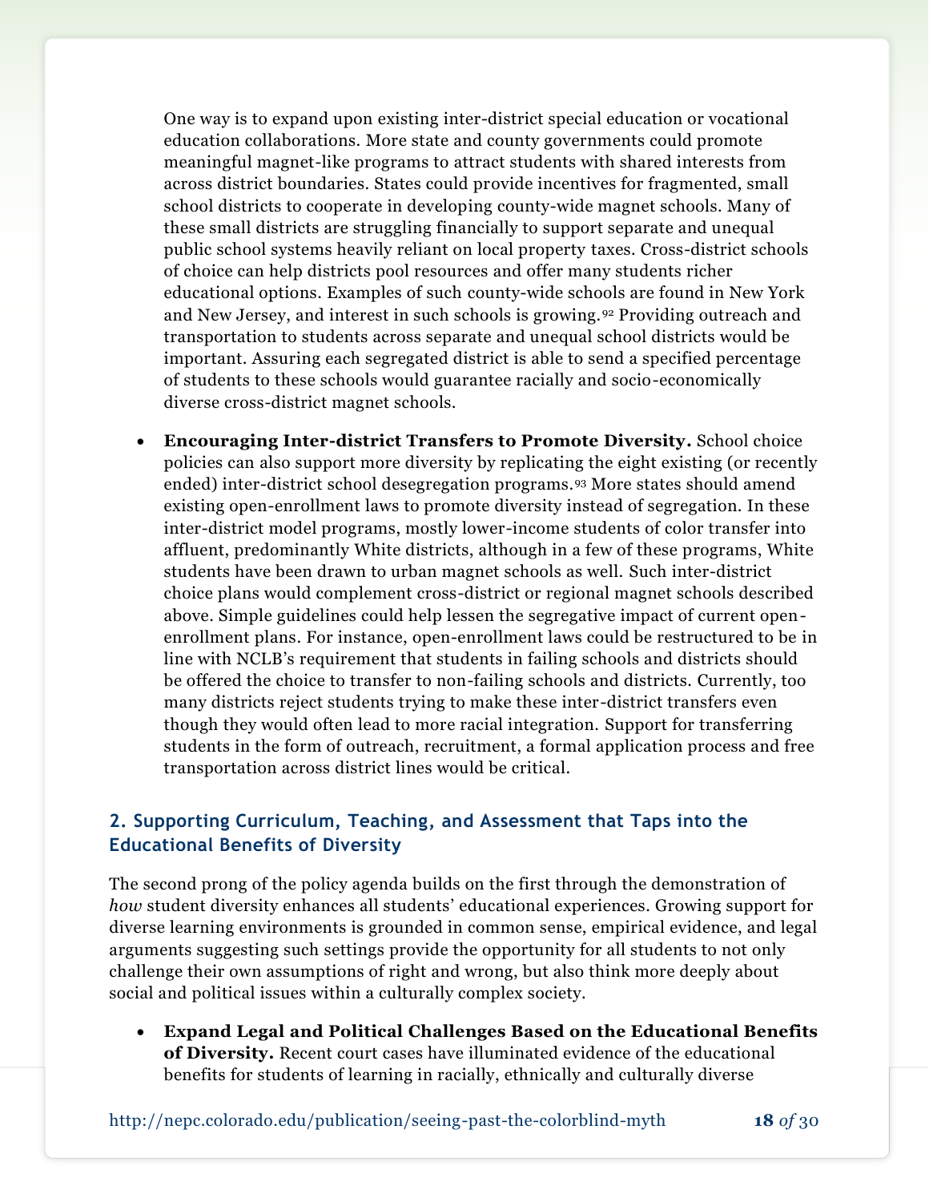One way is to expand upon existing inter-district special education or vocational education collaborations. More state and county governments could promote meaningful magnet-like programs to attract students with shared interests from across district boundaries. States could provide incentives for fragmented, small school districts to cooperate in developing county-wide magnet schools. Many of these small districts are struggling financially to support separate and unequal public school systems heavily reliant on local property taxes. Cross-district schools of choice can help districts pool resources and offer many students richer educational options. Examples of such county-wide schools are found in New York and New Jersey, and interest in such schools is growing.[92] Providing outreach and transportation to students across separate and unequal school districts would be important. Assuring each segregated district is able to send a specified percentage of students to these schools would guarantee racially and socio-economically diverse cross-district magnet schools.

- **Encouraging Inter-district Transfers to Promote Diversity.** School choice policies can also support more diversity by replicating the eight existing (or recently ended) inter-district school desegregation programs.[93] More states should amend existing open-enrollment laws to promote diversity instead of segregation. In these inter-district model programs, mostly lower-income students of color transfer into affluent, predominantly White districts, although in a few of these programs, White students have been drawn to urban magnet schools as well. Such inter-district choice plans would complement cross-district or regional magnet schools described above. Simple guidelines could help lessen the segregative impact of current open-enrollment plans. For instance, open-enrollment laws could be restructured to be in line with NCLB's requirement that students in failing schools and districts should be offered the choice to transfer to non-failing schools and districts. Currently, too many districts reject students trying to make these inter-district transfers even though they would often lead to more racial integration. Support for transferring students in the form of outreach, recruitment, a formal application process and free transportation across district lines would be critical.

### 2. Supporting Curriculum, Teaching, and Assessment that Taps into the Educational Benefits of Diversity

The second prong of the policy agenda builds on the first through the demonstration of *how* student diversity enhances all students' educational experiences. Growing support for diverse learning environments is grounded in common sense, empirical evidence, and legal arguments suggesting such settings provide the opportunity for all students to not only challenge their own assumptions of right and wrong, but also think more deeply about social and political issues within a culturally complex society.

- **Expand Legal and Political Challenges Based on the Educational Benefits of Diversity.** Recent court cases have illuminated evidence of the educational benefits for students of learning in racially, ethnically and culturally diverse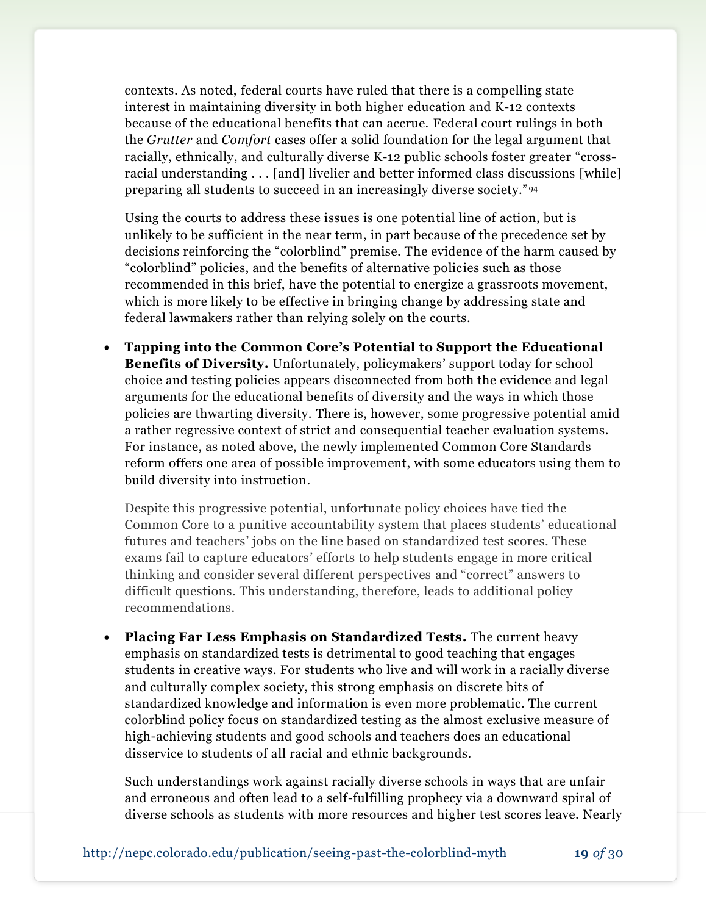contexts. As noted, federal courts have ruled that there is a compelling state interest in maintaining diversity in both higher education and K-12 contexts because of the educational benefits that can accrue. Federal court rulings in both the *Grutter* and *Comfort* cases offer a solid foundation for the legal argument that racially, ethnically, and culturally diverse K-12 public schools foster greater "cross-racial understanding . . . [and] livelier and better informed class discussions [while] preparing all students to succeed in an increasingly diverse society."[94]

Using the courts to address these issues is one potential line of action, but is unlikely to be sufficient in the near term, in part because of the precedence set by decisions reinforcing the "colorblind" premise. The evidence of the harm caused by "colorblind" policies, and the benefits of alternative policies such as those recommended in this brief, have the potential to energize a grassroots movement, which is more likely to be effective in bringing change by addressing state and federal lawmakers rather than relying solely on the courts.

- **Tapping into the Common Core's Potential to Support the Educational Benefits of Diversity.** Unfortunately, policymakers' support today for school choice and testing policies appears disconnected from both the evidence and legal arguments for the educational benefits of diversity and the ways in which those policies are thwarting diversity. There is, however, some progressive potential amid a rather regressive context of strict and consequential teacher evaluation systems. For instance, as noted above, the newly implemented Common Core Standards reform offers one area of possible improvement, with some educators using them to build diversity into instruction.

  Despite this progressive potential, unfortunate policy choices have tied the Common Core to a punitive accountability system that places students' educational futures and teachers' jobs on the line based on standardized test scores. These exams fail to capture educators' efforts to help students engage in more critical thinking and consider several different perspectives and "correct" answers to difficult questions. This understanding, therefore, leads to additional policy recommendations.

- **Placing Far Less Emphasis on Standardized Tests.** The current heavy emphasis on standardized tests is detrimental to good teaching that engages students in creative ways. For students who live and will work in a racially diverse and culturally complex society, this strong emphasis on discrete bits of standardized knowledge and information is even more problematic. The current colorblind policy focus on standardized testing as the almost exclusive measure of high-achieving students and good schools and teachers does an educational disservice to students of all racial and ethnic backgrounds.

  Such understandings work against racially diverse schools in ways that are unfair and erroneous and often lead to a self-fulfilling prophecy via a downward spiral of diverse schools as students with more resources and higher test scores leave. Nearly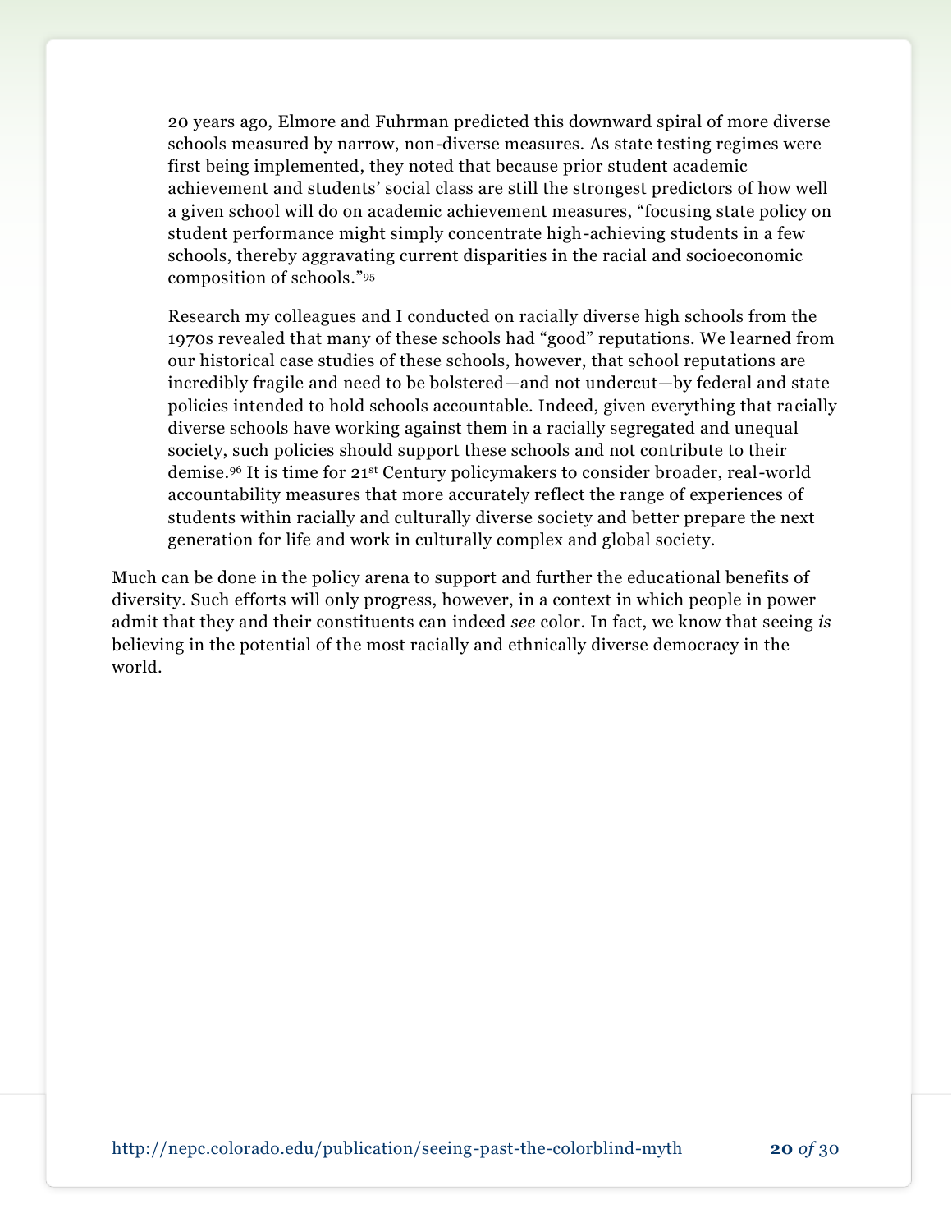> 20 years ago, Elmore and Fuhrman predicted this downward spiral of more diverse schools measured by narrow, non-diverse measures. As state testing regimes were first being implemented, they noted that because prior student academic achievement and students' social class are still the strongest predictors of how well a given school will do on academic achievement measures, "focusing state policy on student performance might simply concentrate high-achieving students in a few schools, thereby aggravating current disparities in the racial and socioeconomic composition of schools."[95]
>
> Research my colleagues and I conducted on racially diverse high schools from the 1970s revealed that many of these schools had "good" reputations. We learned from our historical case studies of these schools, however, that school reputations are incredibly fragile and need to be bolstered—and not undercut—by federal and state policies intended to hold schools accountable. Indeed, given everything that racially diverse schools have working against them in a racially segregated and unequal society, such policies should support these schools and not contribute to their demise.[96] It is time for 21st Century policymakers to consider broader, real-world accountability measures that more accurately reflect the range of experiences of students within racially and culturally diverse society and better prepare the next generation for life and work in culturally complex and global society.

Much can be done in the policy arena to support and further the educational benefits of diversity. Such efforts will only progress, however, in a context in which people in power admit that they and their constituents can indeed *see* color. In fact, we know that seeing *is* believing in the potential of the most racially and ethnically diverse democracy in the world.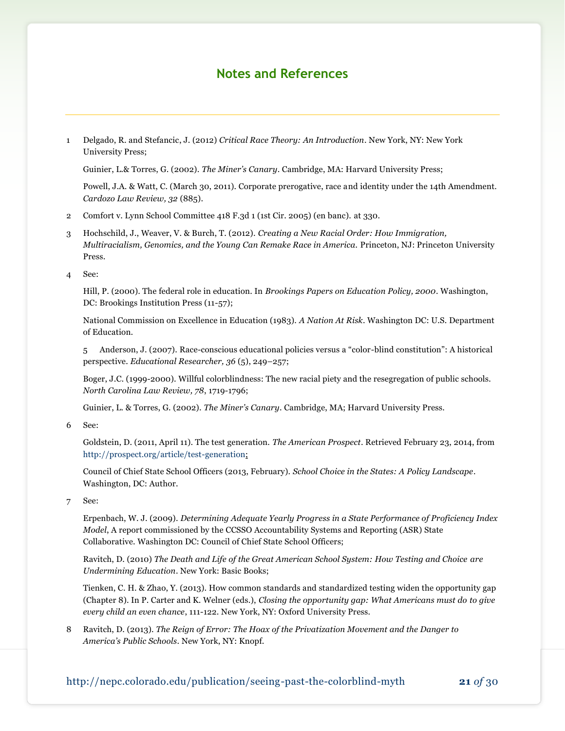## Notes and References

1 Delgado, R. and Stefancic, J. (2012) *Critical Race Theory: An Introduction*. New York, NY: New York University Press;

Guinier, L.& Torres, G. (2002). *The Miner's Canary*. Cambridge, MA: Harvard University Press;

Powell, J.A. & Watt, C. (March 30, 2011). Corporate prerogative, race and identity under the 14th Amendment. *Cardozo Law Review, 32* (885).

2 Comfort v. Lynn School Committee 418 F.3d 1 (1st Cir. 2005) (en banc). at 330.

3 Hochschild, J., Weaver, V. & Burch, T. (2012). *Creating a New Racial Order: How Immigration, Multiracialism, Genomics, and the Young Can Remake Race in America.* Princeton, NJ: Princeton University Press.

4 See:

Hill, P. (2000). The federal role in education. In *Brookings Papers on Education Policy, 2000*. Washington, DC: Brookings Institution Press (11-57);

National Commission on Excellence in Education (1983). *A Nation At Risk*. Washington DC: U.S. Department of Education.

5 Anderson, J. (2007). Race-conscious educational policies versus a "color-blind constitution": A historical perspective. *Educational Researcher, 36* (5), 249–257;

Boger, J.C. (1999-2000). Willful colorblindness: The new racial piety and the resegregation of public schools. *North Carolina Law Review, 78*, 1719-1796;

Guinier, L. & Torres, G. (2002). *The Miner's Canary*. Cambridge, MA; Harvard University Press.

6 See:

Goldstein, D. (2011, April 11). The test generation. *The American Prospect*. Retrieved February 23, 2014, from http://prospect.org/article/test-generation;

Council of Chief State School Officers (2013, February). *School Choice in the States: A Policy Landscape*. Washington, DC: Author.

7 See:

Erpenbach, W. J. (2009). *Determining Adequate Yearly Progress in a State Performance of Proficiency Index Model*, A report commissioned by the CCSSO Accountability Systems and Reporting (ASR) State Collaborative. Washington DC: Council of Chief State School Officers;

Ravitch, D. (2010) *The Death and Life of the Great American School System: How Testing and Choice are Undermining Education*. New York: Basic Books;

Tienken, C. H. & Zhao, Y. (2013). How common standards and standardized testing widen the opportunity gap (Chapter 8). In P. Carter and K. Welner (eds.), *Closing the opportunity gap: What Americans must do to give every child an even chance*, 111-122. New York, NY: Oxford University Press.

8 Ravitch, D. (2013). *The Reign of Error: The Hoax of the Privatization Movement and the Danger to America's Public Schools*. New York, NY: Knopf.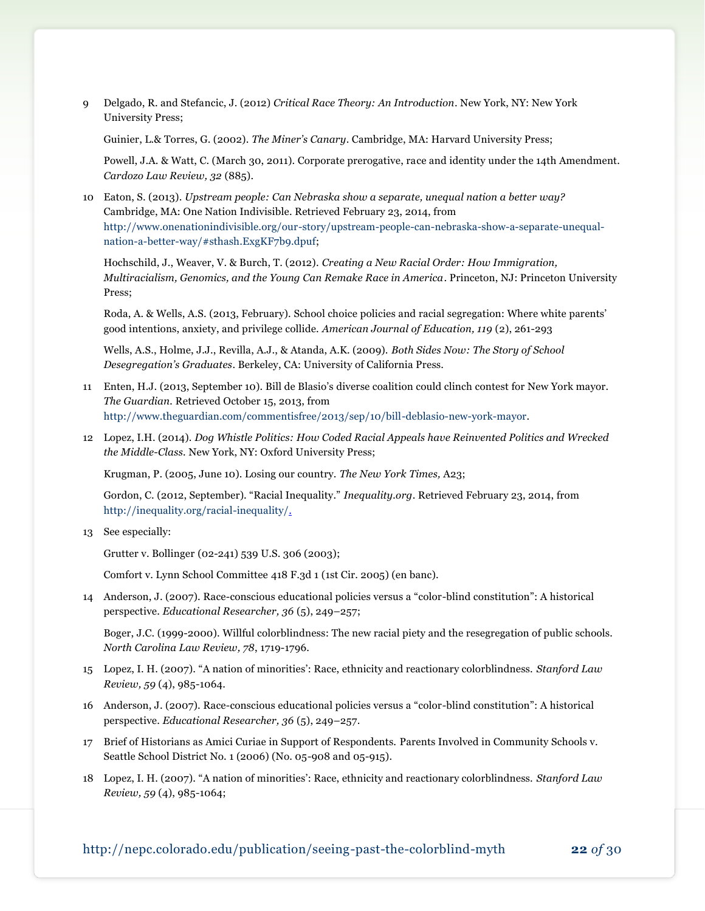9 Delgado, R. and Stefancic, J. (2012) *Critical Race Theory: An Introduction*. New York, NY: New York University Press;

Guinier, L.& Torres, G. (2002). *The Miner's Canary*. Cambridge, MA: Harvard University Press;

Powell, J.A. & Watt, C. (March 30, 2011). Corporate prerogative, race and identity under the 14th Amendment. *Cardozo Law Review, 32* (885).

10 Eaton, S. (2013). *Upstream people: Can Nebraska show a separate, unequal nation a better way?* Cambridge, MA: One Nation Indivisible. Retrieved February 23, 2014, from http://www.onenationindivisible.org/our-story/upstream-people-can-nebraska-show-a-separate-unequal-nation-a-better-way/#sthash.ExgKF7b9.dpuf;

Hochschild, J., Weaver, V. & Burch, T. (2012). *Creating a New Racial Order: How Immigration, Multiracialism, Genomics, and the Young Can Remake Race in America*. Princeton, NJ: Princeton University Press;

Roda, A. & Wells, A.S. (2013, February). School choice policies and racial segregation: Where white parents' good intentions, anxiety, and privilege collide. *American Journal of Education, 119* (2), 261-293

Wells, A.S., Holme, J.J., Revilla, A.J., & Atanda, A.K. (2009). *Both Sides Now: The Story of School Desegregation's Graduates*. Berkeley, CA: University of California Press.

11 Enten, H.J. (2013, September 10). Bill de Blasio's diverse coalition could clinch contest for New York mayor. *The Guardian*. Retrieved October 15, 2013, from http://www.theguardian.com/commentisfree/2013/sep/10/bill-deblasio-new-york-mayor.

12 Lopez, I.H. (2014). *Dog Whistle Politics: How Coded Racial Appeals have Reinvented Politics and Wrecked the Middle-Class*. New York, NY: Oxford University Press;

Krugman, P. (2005, June 10). Losing our country. *The New York Times,* A23;

Gordon, C. (2012, September). "Racial Inequality." *Inequality.org*. Retrieved February 23, 2014, from http://inequality.org/racial-inequality/.

13 See especially:

Grutter v. Bollinger (02-241) 539 U.S. 306 (2003);

Comfort v. Lynn School Committee 418 F.3d 1 (1st Cir. 2005) (en banc).

14 Anderson, J. (2007). Race-conscious educational policies versus a "color-blind constitution": A historical perspective. *Educational Researcher, 36* (5), 249–257;

Boger, J.C. (1999-2000). Willful colorblindness: The new racial piety and the resegregation of public schools. *North Carolina Law Review, 78*, 1719-1796.

15 Lopez, I. H. (2007). "A nation of minorities": Race, ethnicity and reactionary colorblindness. *Stanford Law Review, 59* (4), 985-1064.

16 Anderson, J. (2007). Race-conscious educational policies versus a "color-blind constitution": A historical perspective. *Educational Researcher, 36* (5), 249–257.

17 Brief of Historians as Amici Curiae in Support of Respondents. Parents Involved in Community Schools v. Seattle School District No. 1 (2006) (No. 05-908 and 05-915).

18 Lopez, I. H. (2007). "A nation of minorities": Race, ethnicity and reactionary colorblindness. *Stanford Law Review, 59* (4), 985-1064;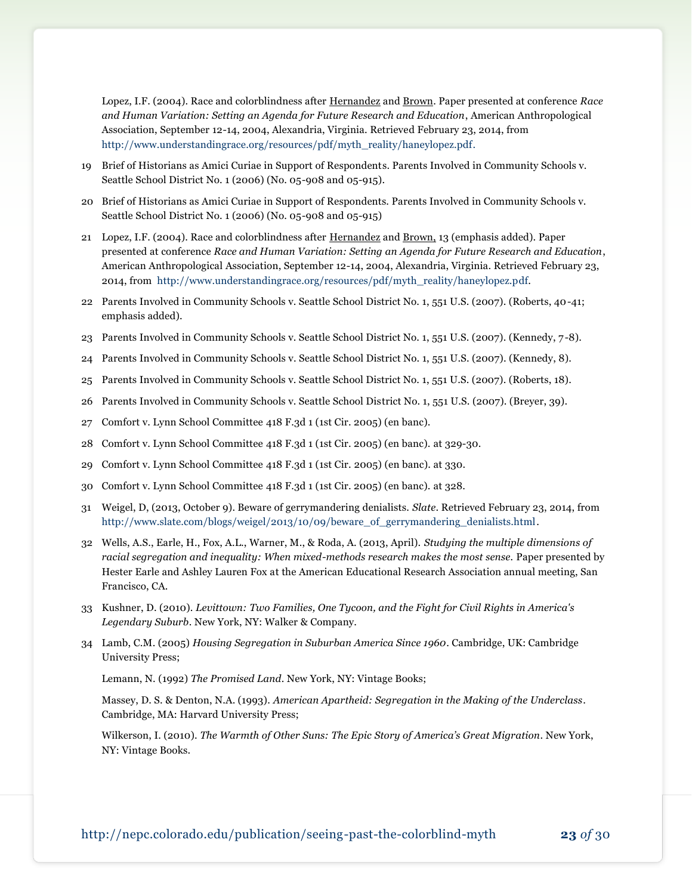Lopez, I.F. (2004). Race and colorblindness after Hernandez and Brown. Paper presented at conference *Race and Human Variation: Setting an Agenda for Future Research and Education*, American Anthropological Association, September 12-14, 2004, Alexandria, Virginia. Retrieved February 23, 2014, from http://www.understandingrace.org/resources/pdf/myth_reality/haneylopez.pdf.

19 Brief of Historians as Amici Curiae in Support of Respondents. Parents Involved in Community Schools v. Seattle School District No. 1 (2006) (No. 05-908 and 05-915).

20 Brief of Historians as Amici Curiae in Support of Respondents. Parents Involved in Community Schools v. Seattle School District No. 1 (2006) (No. 05-908 and 05-915)

21 Lopez, I.F. (2004). Race and colorblindness after Hernandez and Brown, 13 (emphasis added). Paper presented at conference *Race and Human Variation: Setting an Agenda for Future Research and Education*, American Anthropological Association, September 12-14, 2004, Alexandria, Virginia. Retrieved February 23, 2014, from http://www.understandingrace.org/resources/pdf/myth_reality/haneylopez.pdf.

22 Parents Involved in Community Schools v. Seattle School District No. 1, 551 U.S. (2007). (Roberts, 40-41; emphasis added).

23 Parents Involved in Community Schools v. Seattle School District No. 1, 551 U.S. (2007). (Kennedy, 7-8).

24 Parents Involved in Community Schools v. Seattle School District No. 1, 551 U.S. (2007). (Kennedy, 8).

25 Parents Involved in Community Schools v. Seattle School District No. 1, 551 U.S. (2007). (Roberts, 18).

26 Parents Involved in Community Schools v. Seattle School District No. 1, 551 U.S. (2007). (Breyer, 39).

27 Comfort v. Lynn School Committee 418 F.3d 1 (1st Cir. 2005) (en banc).

28 Comfort v. Lynn School Committee 418 F.3d 1 (1st Cir. 2005) (en banc). at 329-30.

29 Comfort v. Lynn School Committee 418 F.3d 1 (1st Cir. 2005) (en banc). at 330.

30 Comfort v. Lynn School Committee 418 F.3d 1 (1st Cir. 2005) (en banc). at 328.

31 Weigel, D, (2013, October 9). Beware of gerrymandering denialists. *Slate*. Retrieved February 23, 2014, from http://www.slate.com/blogs/weigel/2013/10/09/beware_of_gerrymandering_denialists.html.

32 Wells, A.S., Earle, H., Fox, A.L., Warner, M., & Roda, A. (2013, April). *Studying the multiple dimensions of racial segregation and inequality: When mixed-methods research makes the most sense.* Paper presented by Hester Earle and Ashley Lauren Fox at the American Educational Research Association annual meeting, San Francisco, CA.

33 Kushner, D. (2010). *Levittown: Two Families, One Tycoon, and the Fight for Civil Rights in America's Legendary Suburb*. New York, NY: Walker & Company.

34 Lamb, C.M. (2005) *Housing Segregation in Suburban America Since 1960*. Cambridge, UK: Cambridge University Press;

Lemann, N. (1992) *The Promised Land*. New York, NY: Vintage Books;

Massey, D. S. & Denton, N.A. (1993). *American Apartheid: Segregation in the Making of the Underclass*. Cambridge, MA: Harvard University Press;

Wilkerson, I. (2010). *The Warmth of Other Suns: The Epic Story of America's Great Migration*. New York, NY: Vintage Books.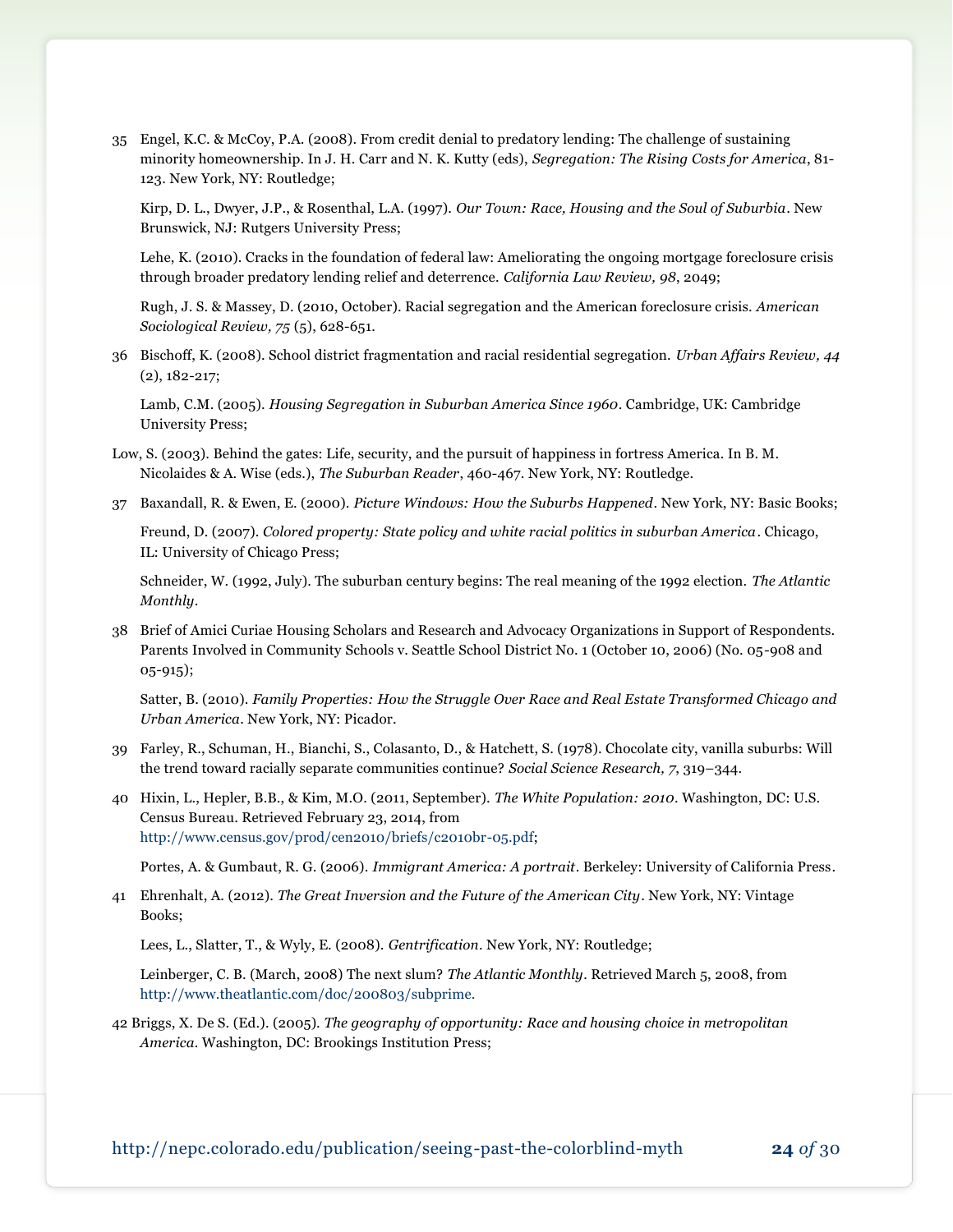35 Engel, K.C. & McCoy, P.A. (2008). From credit denial to predatory lending: The challenge of sustaining minority homeownership. In J. H. Carr and N. K. Kutty (eds), *Segregation: The Rising Costs for America*, 81-123. New York, NY: Routledge;

Kirp, D. L., Dwyer, J.P., & Rosenthal, L.A. (1997). *Our Town: Race, Housing and the Soul of Suburbia*. New Brunswick, NJ: Rutgers University Press;

Lehe, K. (2010). Cracks in the foundation of federal law: Ameliorating the ongoing mortgage foreclosure crisis through broader predatory lending relief and deterrence. *California Law Review, 98*, 2049;

Rugh, J. S. & Massey, D. (2010, October). Racial segregation and the American foreclosure crisis. *American Sociological Review, 75* (5), 628-651.

36 Bischoff, K. (2008). School district fragmentation and racial residential segregation. *Urban Affairs Review, 44* (2), 182-217;

Lamb, C.M. (2005). *Housing Segregation in Suburban America Since 1960*. Cambridge, UK: Cambridge University Press;

Low, S. (2003). Behind the gates: Life, security, and the pursuit of happiness in fortress America. In B. M. Nicolaides & A. Wise (eds.), *The Suburban Reader*, 460-467. New York, NY: Routledge.

37 Baxandall, R. & Ewen, E. (2000). *Picture Windows: How the Suburbs Happened*. New York, NY: Basic Books;

Freund, D. (2007). *Colored property: State policy and white racial politics in suburban America*. Chicago, IL: University of Chicago Press;

Schneider, W. (1992, July). The suburban century begins: The real meaning of the 1992 election. *The Atlantic Monthly*.

38 Brief of Amici Curiae Housing Scholars and Research and Advocacy Organizations in Support of Respondents. Parents Involved in Community Schools v. Seattle School District No. 1 (October 10, 2006) (No. 05-908 and 05-915);

Satter, B. (2010). *Family Properties: How the Struggle Over Race and Real Estate Transformed Chicago and Urban America*. New York, NY: Picador.

39 Farley, R., Schuman, H., Bianchi, S., Colasanto, D., & Hatchett, S. (1978). Chocolate city, vanilla suburbs: Will the trend toward racially separate communities continue? *Social Science Research, 7*, 319–344.

40 Hixin, L., Hepler, B.B., & Kim, M.O. (2011, September). *The White Population: 2010*. Washington, DC: U.S. Census Bureau. Retrieved February 23, 2014, from http://www.census.gov/prod/cen2010/briefs/c2010br-05.pdf;

Portes, A. & Gumbaut, R. G. (2006). *Immigrant America: A portrait*. Berkeley: University of California Press.

41 Ehrenhalt, A. (2012). *The Great Inversion and the Future of the American City*. New York, NY: Vintage Books;

Lees, L., Slatter, T., & Wyly, E. (2008). *Gentrification*. New York, NY: Routledge;

Leinberger, C. B. (March, 2008) The next slum? *The Atlantic Monthly*. Retrieved March 5, 2008, from http://www.theatlantic.com/doc/200803/subprime.

42 Briggs, X. De S. (Ed.). (2005). *The geography of opportunity: Race and housing choice in metropolitan America*. Washington, DC: Brookings Institution Press;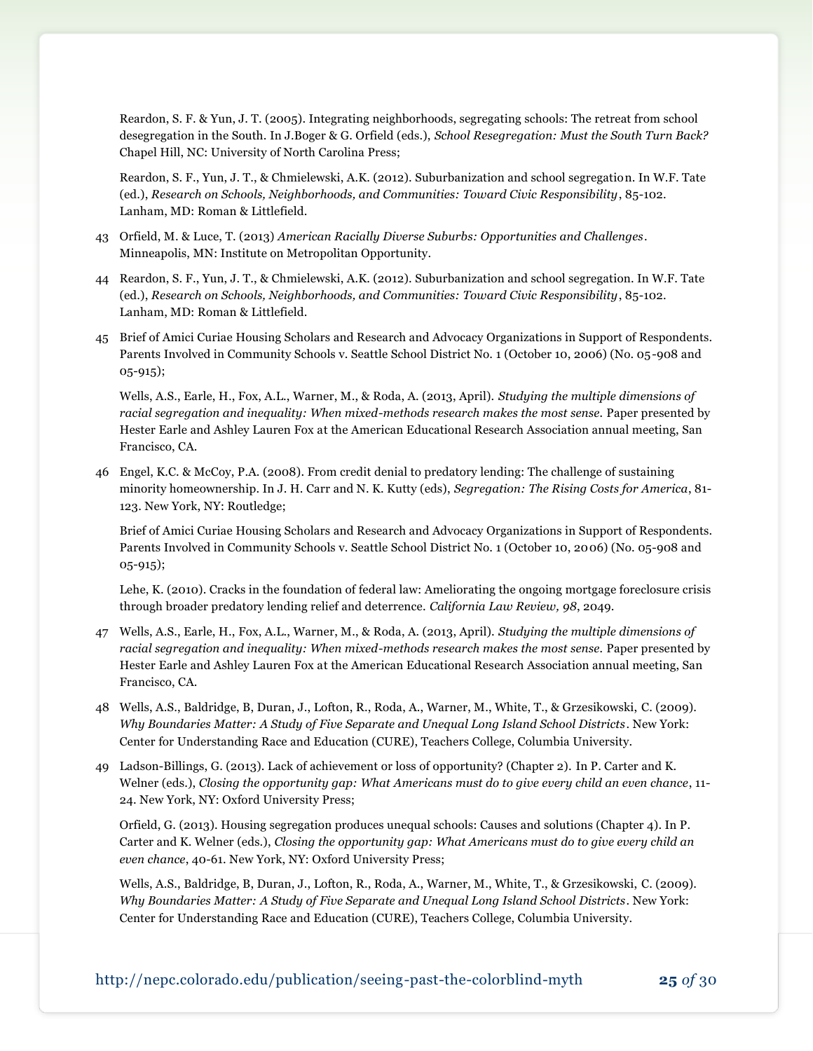Reardon, S. F. & Yun, J. T. (2005). Integrating neighborhoods, segregating schools: The retreat from school desegregation in the South. In J.Boger & G. Orfield (eds.), *School Resegregation: Must the South Turn Back?* Chapel Hill, NC: University of North Carolina Press;

Reardon, S. F., Yun, J. T., & Chmielewski, A.K. (2012). Suburbanization and school segregation. In W.F. Tate (ed.), *Research on Schools, Neighborhoods, and Communities: Toward Civic Responsibility*, 85-102. Lanham, MD: Roman & Littlefield.

43 Orfield, M. & Luce, T. (2013) *American Racially Diverse Suburbs: Opportunities and Challenges*. Minneapolis, MN: Institute on Metropolitan Opportunity.

44 Reardon, S. F., Yun, J. T., & Chmielewski, A.K. (2012). Suburbanization and school segregation. In W.F. Tate (ed.), *Research on Schools, Neighborhoods, and Communities: Toward Civic Responsibility*, 85-102. Lanham, MD: Roman & Littlefield.

45 Brief of Amici Curiae Housing Scholars and Research and Advocacy Organizations in Support of Respondents. Parents Involved in Community Schools v. Seattle School District No. 1 (October 10, 2006) (No. 05-908 and 05-915);

Wells, A.S., Earle, H., Fox, A.L., Warner, M., & Roda, A. (2013, April). *Studying the multiple dimensions of racial segregation and inequality: When mixed-methods research makes the most sense.* Paper presented by Hester Earle and Ashley Lauren Fox at the American Educational Research Association annual meeting, San Francisco, CA.

46 Engel, K.C. & McCoy, P.A. (2008). From credit denial to predatory lending: The challenge of sustaining minority homeownership. In J. H. Carr and N. K. Kutty (eds), *Segregation: The Rising Costs for America*, 81-123. New York, NY: Routledge;

Brief of Amici Curiae Housing Scholars and Research and Advocacy Organizations in Support of Respondents. Parents Involved in Community Schools v. Seattle School District No. 1 (October 10, 2006) (No. 05-908 and 05-915);

Lehe, K. (2010). Cracks in the foundation of federal law: Ameliorating the ongoing mortgage foreclosure crisis through broader predatory lending relief and deterrence. *California Law Review, 98*, 2049.

47 Wells, A.S., Earle, H., Fox, A.L., Warner, M., & Roda, A. (2013, April). *Studying the multiple dimensions of racial segregation and inequality: When mixed-methods research makes the most sense.* Paper presented by Hester Earle and Ashley Lauren Fox at the American Educational Research Association annual meeting, San Francisco, CA.

48 Wells, A.S., Baldridge, B, Duran, J., Lofton, R., Roda, A., Warner, M., White, T., & Grzesikowski, C. (2009). *Why Boundaries Matter: A Study of Five Separate and Unequal Long Island School Districts*. New York: Center for Understanding Race and Education (CURE), Teachers College, Columbia University.

49 Ladson-Billings, G. (2013). Lack of achievement or loss of opportunity? (Chapter 2). In P. Carter and K. Welner (eds.), *Closing the opportunity gap: What Americans must do to give every child an even chance*, 11-24. New York, NY: Oxford University Press;

Orfield, G. (2013). Housing segregation produces unequal schools: Causes and solutions (Chapter 4). In P. Carter and K. Welner (eds.), *Closing the opportunity gap: What Americans must do to give every child an even chance*, 40-61. New York, NY: Oxford University Press;

Wells, A.S., Baldridge, B, Duran, J., Lofton, R., Roda, A., Warner, M., White, T., & Grzesikowski, C. (2009). *Why Boundaries Matter: A Study of Five Separate and Unequal Long Island School Districts*. New York: Center for Understanding Race and Education (CURE), Teachers College, Columbia University.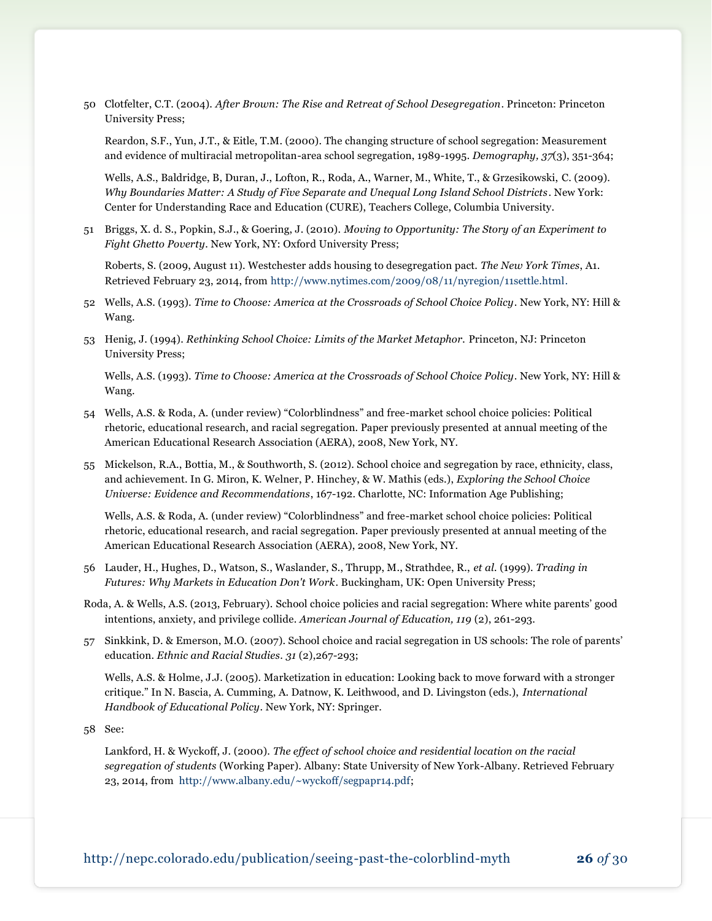50 Clotfelter, C.T. (2004). *After Brown: The Rise and Retreat of School Desegregation*. Princeton: Princeton University Press;

Reardon, S.F., Yun, J.T., & Eitle, T.M. (2000). The changing structure of school segregation: Measurement and evidence of multiracial metropolitan-area school segregation, 1989-1995. *Demography, 37*(3), 351-364;

Wells, A.S., Baldridge, B, Duran, J., Lofton, R., Roda, A., Warner, M., White, T., & Grzesikowski, C. (2009). *Why Boundaries Matter: A Study of Five Separate and Unequal Long Island School Districts*. New York: Center for Understanding Race and Education (CURE), Teachers College, Columbia University.

51 Briggs, X. d. S., Popkin, S.J., & Goering, J. (2010). *Moving to Opportunity: The Story of an Experiment to Fight Ghetto Poverty*. New York, NY: Oxford University Press;

Roberts, S. (2009, August 11). Westchester adds housing to desegregation pact. *The New York Times*, A1. Retrieved February 23, 2014, from http://www.nytimes.com/2009/08/11/nyregion/11settle.html.

52 Wells, A.S. (1993). *Time to Choose: America at the Crossroads of School Choice Policy*. New York, NY: Hill & Wang.

53 Henig, J. (1994). *Rethinking School Choice: Limits of the Market Metaphor.* Princeton, NJ: Princeton University Press;

Wells, A.S. (1993). *Time to Choose: America at the Crossroads of School Choice Policy*. New York, NY: Hill & Wang.

54 Wells, A.S. & Roda, A. (under review) "Colorblindness" and free-market school choice policies: Political rhetoric, educational research, and racial segregation. Paper previously presented at annual meeting of the American Educational Research Association (AERA), 2008, New York, NY.

55 Mickelson, R.A., Bottia, M., & Southworth, S. (2012). School choice and segregation by race, ethnicity, class, and achievement. In G. Miron, K. Welner, P. Hinchey, & W. Mathis (eds.), *Exploring the School Choice Universe: Evidence and Recommendations*, 167-192. Charlotte, NC: Information Age Publishing;

Wells, A.S. & Roda, A. (under review) "Colorblindness" and free-market school choice policies: Political rhetoric, educational research, and racial segregation. Paper previously presented at annual meeting of the American Educational Research Association (AERA), 2008, New York, NY.

56 Lauder, H., Hughes, D., Watson, S., Waslander, S., Thrupp, M., Strathdee, R., *et al.* (1999). *Trading in Futures: Why Markets in Education Don't Work*. Buckingham, UK: Open University Press;

Roda, A. & Wells, A.S. (2013, February). School choice policies and racial segregation: Where white parents' good intentions, anxiety, and privilege collide. *American Journal of Education, 119* (2), 261-293.

57 Sinkkink, D. & Emerson, M.O. (2007). School choice and racial segregation in US schools: The role of parents' education. *Ethnic and Racial Studies*. *31* (2),267-293;

Wells, A.S. & Holme, J.J. (2005). Marketization in education: Looking back to move forward with a stronger critique." In N. Bascia, A. Cumming, A. Datnow, K. Leithwood, and D. Livingston (eds.), *International Handbook of Educational Policy*. New York, NY: Springer.

58 See:

Lankford, H. & Wyckoff, J. (2000). *The effect of school choice and residential location on the racial segregation of students* (Working Paper). Albany: State University of New York-Albany. Retrieved February 23, 2014, from http://www.albany.edu/~wyckoff/segpapr14.pdf;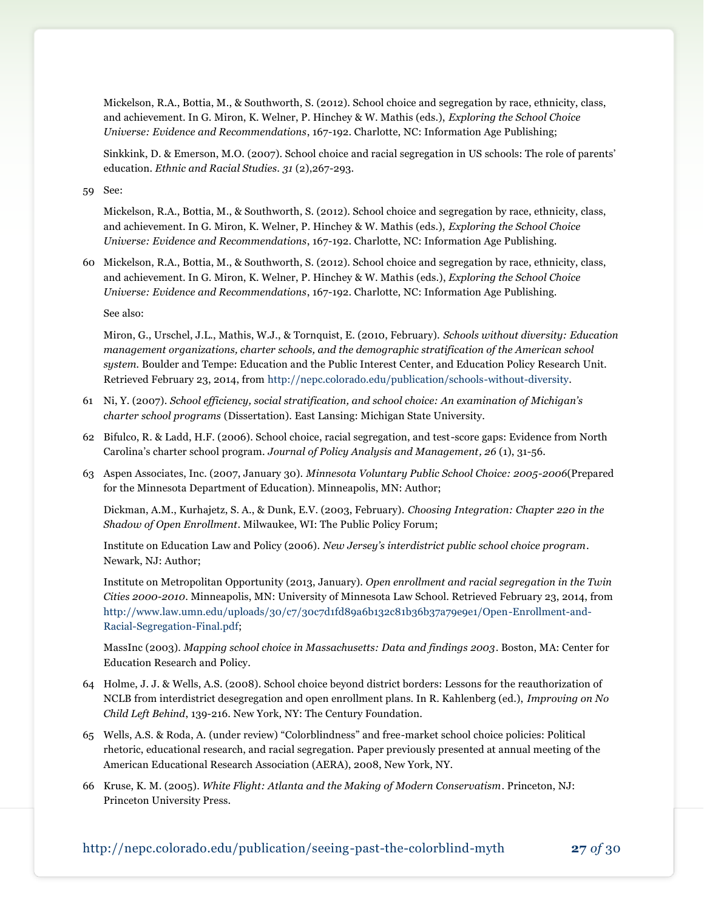Mickelson, R.A., Bottia, M., & Southworth, S. (2012). School choice and segregation by race, ethnicity, class, and achievement. In G. Miron, K. Welner, P. Hinchey & W. Mathis (eds.), *Exploring the School Choice Universe: Evidence and Recommendations*, 167-192. Charlotte, NC: Information Age Publishing;

Sinkkink, D. & Emerson, M.O. (2007). School choice and racial segregation in US schools: The role of parents' education. *Ethnic and Racial Studies. 31* (2),267-293.

59 See:

Mickelson, R.A., Bottia, M., & Southworth, S. (2012). School choice and segregation by race, ethnicity, class, and achievement. In G. Miron, K. Welner, P. Hinchey & W. Mathis (eds.), *Exploring the School Choice Universe: Evidence and Recommendations*, 167-192. Charlotte, NC: Information Age Publishing.

60 Mickelson, R.A., Bottia, M., & Southworth, S. (2012). School choice and segregation by race, ethnicity, class, and achievement. In G. Miron, K. Welner, P. Hinchey & W. Mathis (eds.), *Exploring the School Choice Universe: Evidence and Recommendations*, 167-192. Charlotte, NC: Information Age Publishing.

See also:

Miron, G., Urschel, J.L., Mathis, W.J., & Tornquist, E. (2010, February). *Schools without diversity: Education management organizations, charter schools, and the demographic stratification of the American school system.* Boulder and Tempe: Education and the Public Interest Center, and Education Policy Research Unit. Retrieved February 23, 2014, from http://nepc.colorado.edu/publication/schools-without-diversity.

61 Ni, Y. (2007). *School efficiency, social stratification, and school choice: An examination of Michigan's charter school programs* (Dissertation). East Lansing: Michigan State University.

62 Bifulco, R. & Ladd, H.F. (2006). School choice, racial segregation, and test-score gaps: Evidence from North Carolina's charter school program. *Journal of Policy Analysis and Management, 26* (1), 31-56.

63 Aspen Associates, Inc. (2007, January 30). *Minnesota Voluntary Public School Choice: 2005-2006*(Prepared for the Minnesota Department of Education). Minneapolis, MN: Author;

Dickman, A.M., Kurhajetz, S. A., & Dunk, E.V. (2003, February). *Choosing Integration: Chapter 220 in the Shadow of Open Enrollment*. Milwaukee, WI: The Public Policy Forum;

Institute on Education Law and Policy (2006). *New Jersey's interdistrict public school choice program*. Newark, NJ: Author;

Institute on Metropolitan Opportunity (2013, January). *Open enrollment and racial segregation in the Twin Cities 2000-2010*. Minneapolis, MN: University of Minnesota Law School. Retrieved February 23, 2014, from http://www.law.umn.edu/uploads/30/c7/30c7d1fd89a6b132c81b36b37a79e9e1/Open-Enrollment-and-Racial-Segregation-Final.pdf;

MassInc (2003). *Mapping school choice in Massachusetts: Data and findings 2003*. Boston, MA: Center for Education Research and Policy.

64 Holme, J. J. & Wells, A.S. (2008). School choice beyond district borders: Lessons for the reauthorization of NCLB from interdistrict desegregation and open enrollment plans. In R. Kahlenberg (ed.), *Improving on No Child Left Behind*, 139-216. New York, NY: The Century Foundation.

65 Wells, A.S. & Roda, A. (under review) "Colorblindness" and free-market school choice policies: Political rhetoric, educational research, and racial segregation. Paper previously presented at annual meeting of the American Educational Research Association (AERA), 2008, New York, NY.

66 Kruse, K. M. (2005). *White Flight: Atlanta and the Making of Modern Conservatism*. Princeton, NJ: Princeton University Press.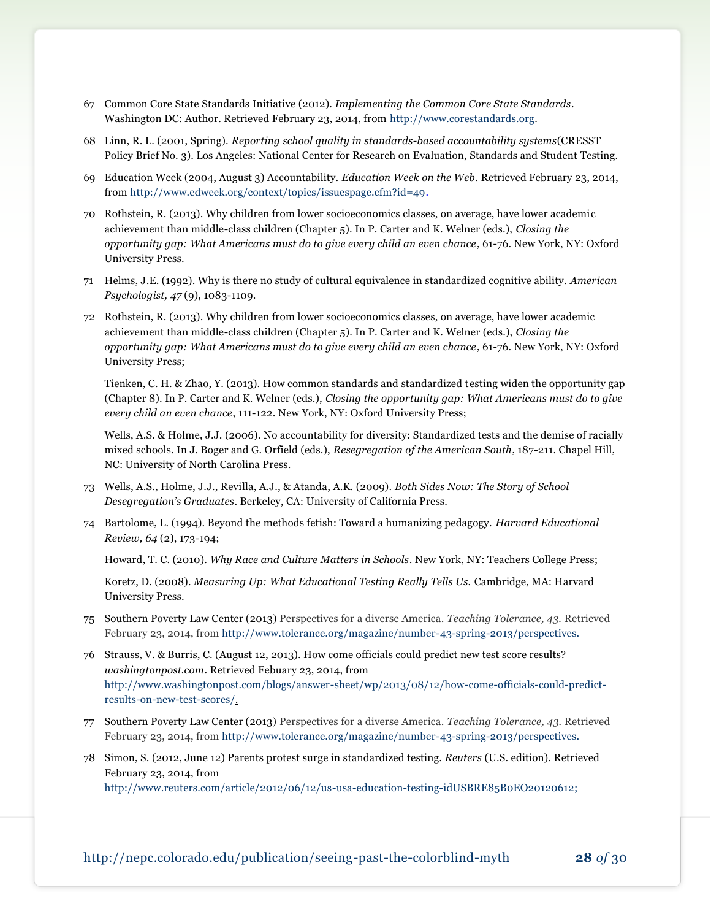67 Common Core State Standards Initiative (2012). *Implementing the Common Core State Standards*. Washington DC: Author. Retrieved February 23, 2014, from http://www.corestandards.org.

68 Linn, R. L. (2001, Spring). *Reporting school quality in standards-based accountability systems*(CRESST Policy Brief No. 3). Los Angeles: National Center for Research on Evaluation, Standards and Student Testing.

69 Education Week (2004, August 3) Accountability. *Education Week on the Web*. Retrieved February 23, 2014, from http://www.edweek.org/context/topics/issuespage.cfm?id=49.

70 Rothstein, R. (2013). Why children from lower socioeconomics classes, on average, have lower academic achievement than middle-class children (Chapter 5). In P. Carter and K. Welner (eds.), *Closing the opportunity gap: What Americans must do to give every child an even chance*, 61-76. New York, NY: Oxford University Press.

71 Helms, J.E. (1992). Why is there no study of cultural equivalence in standardized cognitive ability. *American Psychologist, 47* (9), 1083-1109.

72 Rothstein, R. (2013). Why children from lower socioeconomics classes, on average, have lower academic achievement than middle-class children (Chapter 5). In P. Carter and K. Welner (eds.), *Closing the opportunity gap: What Americans must do to give every child an even chance*, 61-76. New York, NY: Oxford University Press;

Tienken, C. H. & Zhao, Y. (2013). How common standards and standardized testing widen the opportunity gap (Chapter 8). In P. Carter and K. Welner (eds.), *Closing the opportunity gap: What Americans must do to give every child an even chance*, 111-122. New York, NY: Oxford University Press;

Wells, A.S. & Holme, J.J. (2006). No accountability for diversity: Standardized tests and the demise of racially mixed schools. In J. Boger and G. Orfield (eds.), *Resegregation of the American South*, 187-211. Chapel Hill, NC: University of North Carolina Press.

73 Wells, A.S., Holme, J.J., Revilla, A.J., & Atanda, A.K. (2009). *Both Sides Now: The Story of School Desegregation's Graduates*. Berkeley, CA: University of California Press.

74 Bartolome, L. (1994). Beyond the methods fetish: Toward a humanizing pedagogy. *Harvard Educational Review, 64* (2), 173-194;

Howard, T. C. (2010). *Why Race and Culture Matters in Schools*. New York, NY: Teachers College Press;

Koretz, D. (2008). *Measuring Up: What Educational Testing Really Tells Us.* Cambridge, MA: Harvard University Press.

75 Southern Poverty Law Center (2013) Perspectives for a diverse America. *Teaching Tolerance, 43.* Retrieved February 23, 2014, from http://www.tolerance.org/magazine/number-43-spring-2013/perspectives.

76 Strauss, V. & Burris, C. (August 12, 2013). How come officials could predict new test score results? *washingtonpost.com*. Retrieved Febuary 23, 2014, from http://www.washingtonpost.com/blogs/answer-sheet/wp/2013/08/12/how-come-officials-could-predict-results-on-new-test-scores/.

77 Southern Poverty Law Center (2013) Perspectives for a diverse America. *Teaching Tolerance, 43.* Retrieved February 23, 2014, from http://www.tolerance.org/magazine/number-43-spring-2013/perspectives.

78 Simon, S. (2012, June 12) Parents protest surge in standardized testing. *Reuters* (U.S. edition). Retrieved February 23, 2014, from http://www.reuters.com/article/2012/06/12/us-usa-education-testing-idUSBRE85B0EO20120612;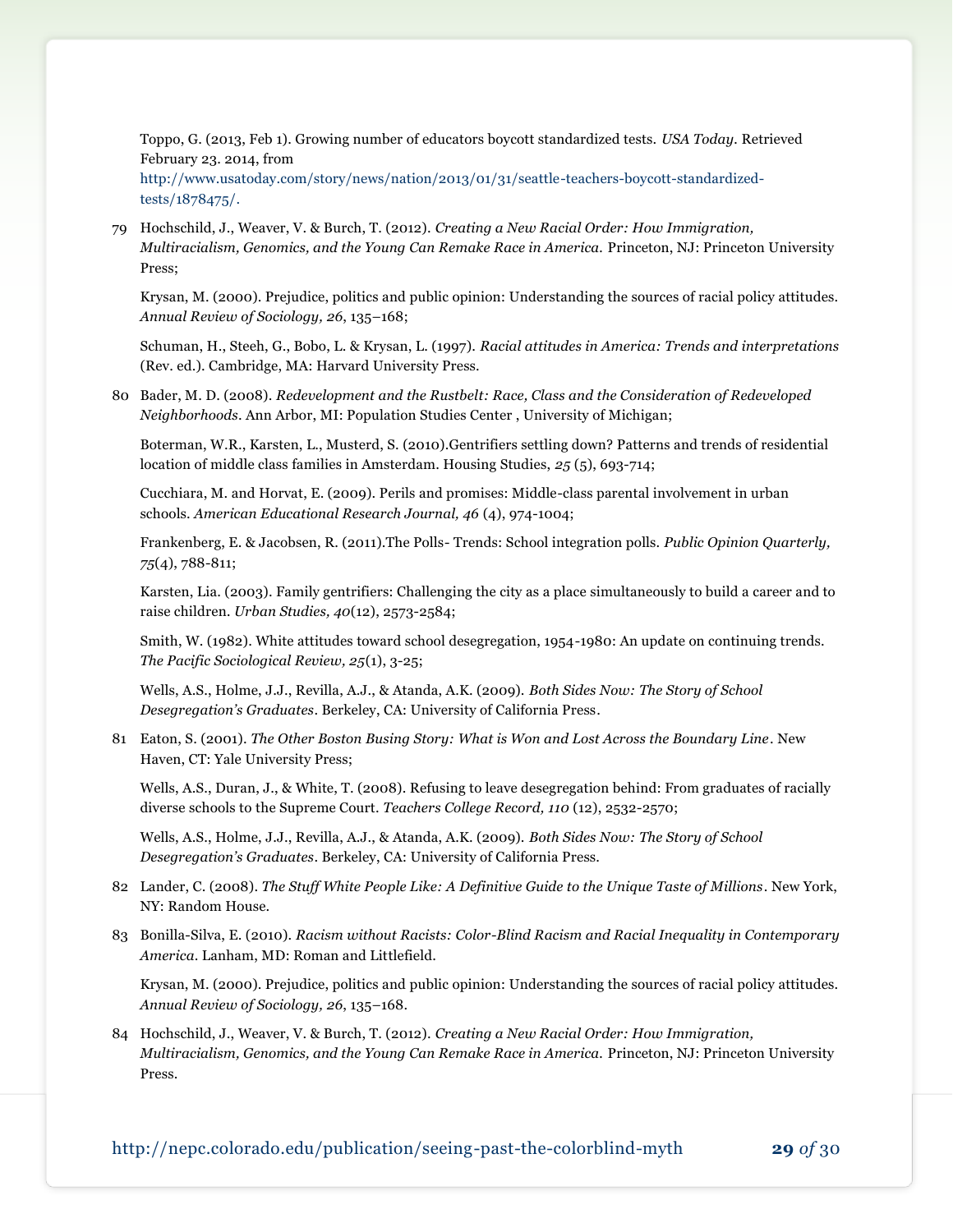Toppo, G. (2013, Feb 1). Growing number of educators boycott standardized tests. *USA Today*. Retrieved February 23. 2014, from http://www.usatoday.com/story/news/nation/2013/01/31/seattle-teachers-boycott-standardized-tests/1878475/.

79 Hochschild, J., Weaver, V. & Burch, T. (2012). *Creating a New Racial Order: How Immigration, Multiracialism, Genomics, and the Young Can Remake Race in America.* Princeton, NJ: Princeton University Press;

Krysan, M. (2000). Prejudice, politics and public opinion: Understanding the sources of racial policy attitudes. *Annual Review of Sociology, 26*, 135–168;

Schuman, H., Steeh, G., Bobo, L. & Krysan, L. (1997). *Racial attitudes in America: Trends and interpretations* (Rev. ed.). Cambridge, MA: Harvard University Press.

80 Bader, M. D. (2008). *Redevelopment and the Rustbelt: Race, Class and the Consideration of Redeveloped Neighborhoods*. Ann Arbor, MI: Population Studies Center , University of Michigan;

Boterman, W.R., Karsten, L., Musterd, S. (2010).Gentrifiers settling down? Patterns and trends of residential location of middle class families in Amsterdam. Housing Studies, *25* (5), 693-714;

Cucchiara, M. and Horvat, E. (2009). Perils and promises: Middle-class parental involvement in urban schools. *American Educational Research Journal, 46* (4), 974-1004;

Frankenberg, E. & Jacobsen, R. (2011).The Polls- Trends: School integration polls. *Public Opinion Quarterly, 75*(4), 788-811;

Karsten, Lia. (2003). Family gentrifiers: Challenging the city as a place simultaneously to build a career and to raise children. *Urban Studies, 40*(12), 2573-2584;

Smith, W. (1982). White attitudes toward school desegregation, 1954-1980: An update on continuing trends. *The Pacific Sociological Review, 25*(1), 3-25;

Wells, A.S., Holme, J.J., Revilla, A.J., & Atanda, A.K. (2009). *Both Sides Now: The Story of School Desegregation's Graduates*. Berkeley, CA: University of California Press.

81 Eaton, S. (2001). *The Other Boston Busing Story: What is Won and Lost Across the Boundary Line*. New Haven, CT: Yale University Press;

Wells, A.S., Duran, J., & White, T. (2008). Refusing to leave desegregation behind: From graduates of racially diverse schools to the Supreme Court. *Teachers College Record, 110* (12), 2532-2570;

Wells, A.S., Holme, J.J., Revilla, A.J., & Atanda, A.K. (2009). *Both Sides Now: The Story of School Desegregation's Graduates*. Berkeley, CA: University of California Press.

82 Lander, C. (2008). *The Stuff White People Like: A Definitive Guide to the Unique Taste of Millions*. New York, NY: Random House.

83 Bonilla-Silva, E. (2010). *Racism without Racists: Color-Blind Racism and Racial Inequality in Contemporary America*. Lanham, MD: Roman and Littlefield.

Krysan, M. (2000). Prejudice, politics and public opinion: Understanding the sources of racial policy attitudes. *Annual Review of Sociology, 26*, 135–168.

84 Hochschild, J., Weaver, V. & Burch, T. (2012). *Creating a New Racial Order: How Immigration, Multiracialism, Genomics, and the Young Can Remake Race in America.* Princeton, NJ: Princeton University Press.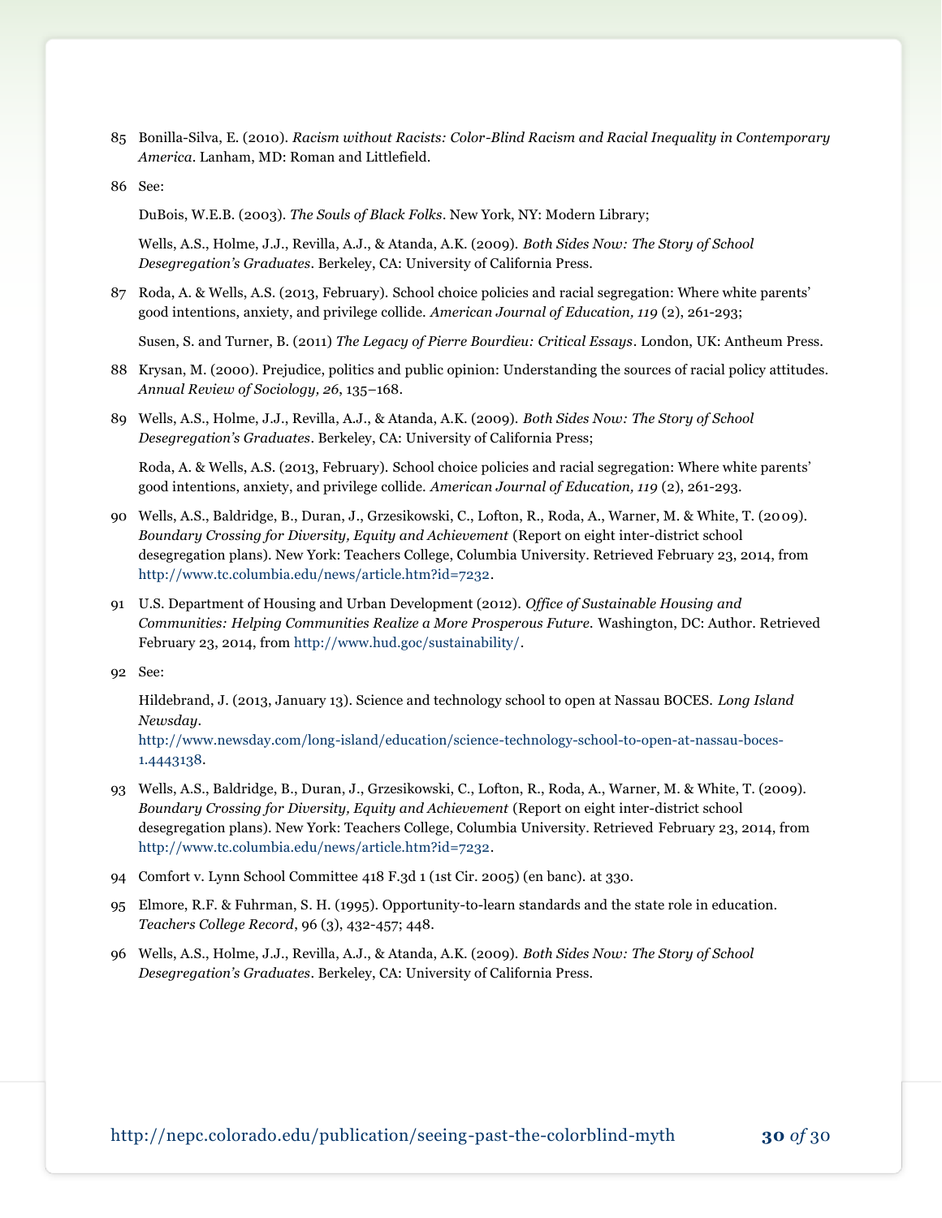85 Bonilla-Silva, E. (2010). *Racism without Racists: Color-Blind Racism and Racial Inequality in Contemporary America*. Lanham, MD: Roman and Littlefield.

86 See:

DuBois, W.E.B. (2003). *The Souls of Black Folks*. New York, NY: Modern Library;

Wells, A.S., Holme, J.J., Revilla, A.J., & Atanda, A.K. (2009). *Both Sides Now: The Story of School Desegregation's Graduates*. Berkeley, CA: University of California Press.

87 Roda, A. & Wells, A.S. (2013, February). School choice policies and racial segregation: Where white parents' good intentions, anxiety, and privilege collide. *American Journal of Education, 119* (2), 261-293;

Susen, S. and Turner, B. (2011) *The Legacy of Pierre Bourdieu: Critical Essays*. London, UK: Antheum Press.

88 Krysan, M. (2000). Prejudice, politics and public opinion: Understanding the sources of racial policy attitudes. *Annual Review of Sociology, 26*, 135–168.

89 Wells, A.S., Holme, J.J., Revilla, A.J., & Atanda, A.K. (2009). *Both Sides Now: The Story of School Desegregation's Graduates*. Berkeley, CA: University of California Press;

Roda, A. & Wells, A.S. (2013, February). School choice policies and racial segregation: Where white parents' good intentions, anxiety, and privilege collide. *American Journal of Education, 119* (2), 261-293.

90 Wells, A.S., Baldridge, B., Duran, J., Grzesikowski, C., Lofton, R., Roda, A., Warner, M. & White, T. (2009). *Boundary Crossing for Diversity, Equity and Achievement* (Report on eight inter-district school desegregation plans). New York: Teachers College, Columbia University. Retrieved February 23, 2014, from http://www.tc.columbia.edu/news/article.htm?id=7232.

91 U.S. Department of Housing and Urban Development (2012). *Office of Sustainable Housing and Communities: Helping Communities Realize a More Prosperous Future*. Washington, DC: Author. Retrieved February 23, 2014, from http://www.hud.goc/sustainability/.

92 See:

Hildebrand, J. (2013, January 13). Science and technology school to open at Nassau BOCES. *Long Island Newsday*. http://www.newsday.com/long-island/education/science-technology-school-to-open-at-nassau-boces-1.4443138.

93 Wells, A.S., Baldridge, B., Duran, J., Grzesikowski, C., Lofton, R., Roda, A., Warner, M. & White, T. (2009). *Boundary Crossing for Diversity, Equity and Achievement* (Report on eight inter-district school desegregation plans). New York: Teachers College, Columbia University. Retrieved February 23, 2014, from http://www.tc.columbia.edu/news/article.htm?id=7232.

94 Comfort v. Lynn School Committee 418 F.3d 1 (1st Cir. 2005) (en banc). at 330.

95 Elmore, R.F. & Fuhrman, S. H. (1995). Opportunity-to-learn standards and the state role in education. *Teachers College Record*, 96 (3), 432-457; 448.

96 Wells, A.S., Holme, J.J., Revilla, A.J., & Atanda, A.K. (2009). *Both Sides Now: The Story of School Desegregation's Graduates*. Berkeley, CA: University of California Press.